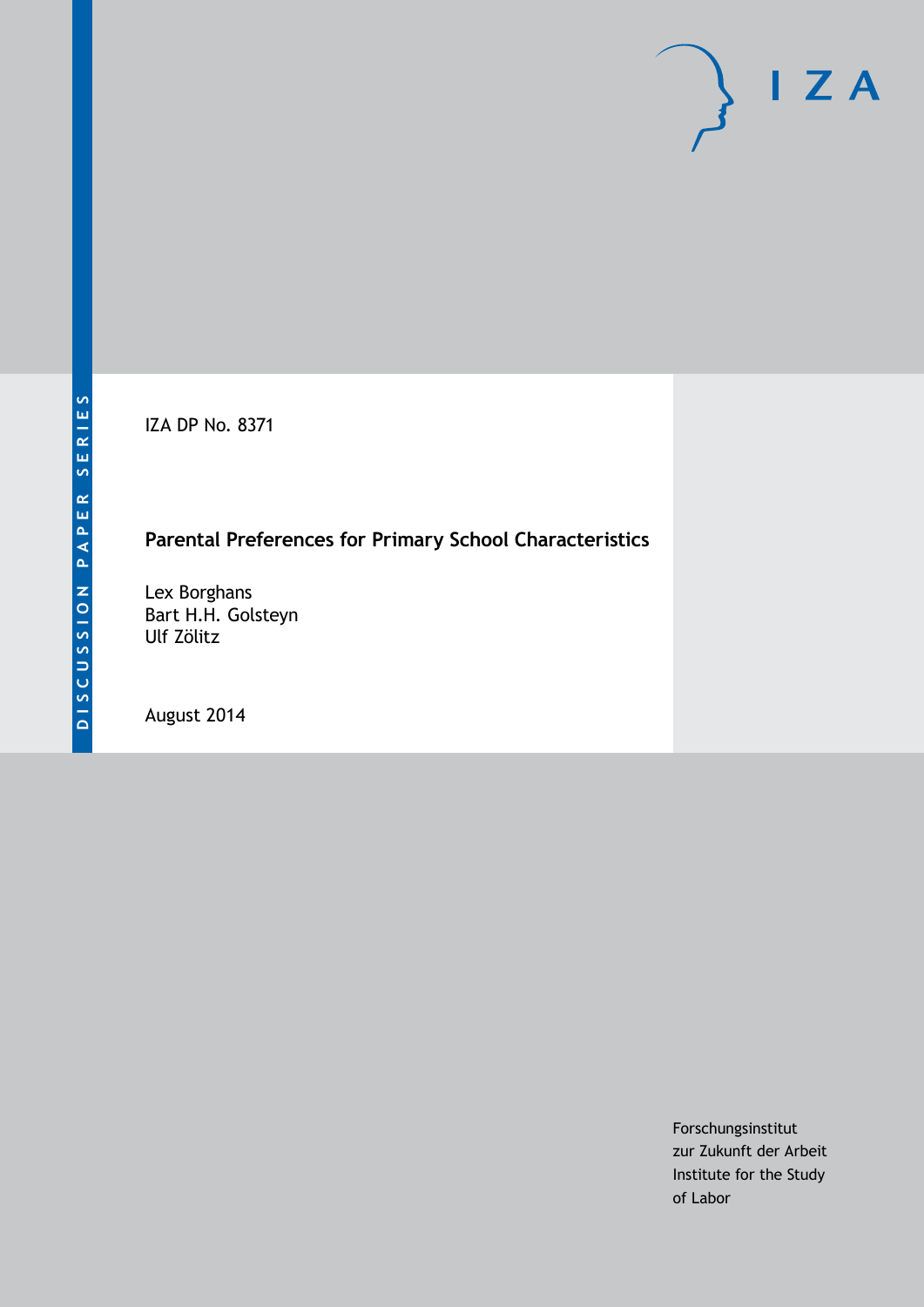DISCUSSION PAPER SERIES

IZA DP No. 8371

# Parental Preferences for Primary School Characteristics

Lex Borghans
Bart H.H. Golsteyn
Ulf Zölitz

August 2014

Forschungsinstitut
zur Zukunft der Arbeit
Institute for the Study
of Labor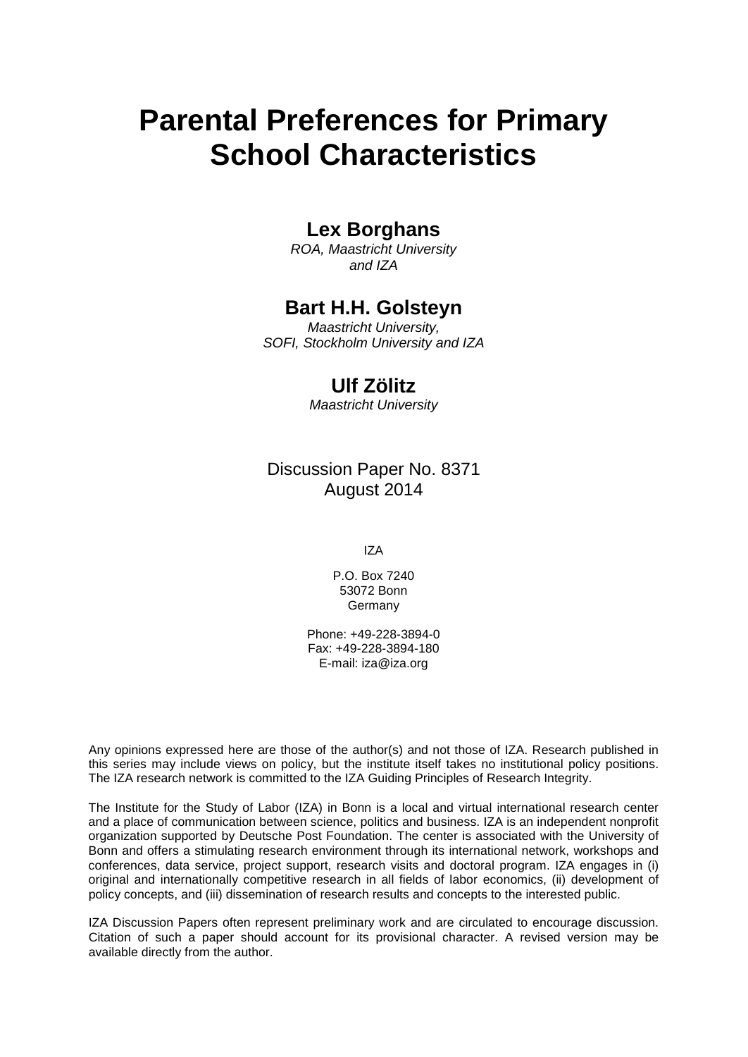# Parental Preferences for Primary School Characteristics

**Lex Borghans**

*ROA, Maastricht University and IZA*

**Bart H.H. Golsteyn**

*Maastricht University, SOFI, Stockholm University and IZA*

**Ulf Zölitz**

*Maastricht University*

Discussion Paper No. 8371
August 2014

IZA

P.O. Box 7240
53072 Bonn
Germany

Phone: +49-228-3894-0
Fax: +49-228-3894-180
E-mail: iza@iza.org

Any opinions expressed here are those of the author(s) and not those of IZA. Research published in this series may include views on policy, but the institute itself takes no institutional policy positions. The IZA research network is committed to the IZA Guiding Principles of Research Integrity.

The Institute for the Study of Labor (IZA) in Bonn is a local and virtual international research center and a place of communication between science, politics and business. IZA is an independent nonprofit organization supported by Deutsche Post Foundation. The center is associated with the University of Bonn and offers a stimulating research environment through its international network, workshops and conferences, data service, project support, research visits and doctoral program. IZA engages in (i) original and internationally competitive research in all fields of labor economics, (ii) development of policy concepts, and (iii) dissemination of research results and concepts to the interested public.

IZA Discussion Papers often represent preliminary work and are circulated to encourage discussion. Citation of such a paper should account for its provisional character. A revised version may be available directly from the author.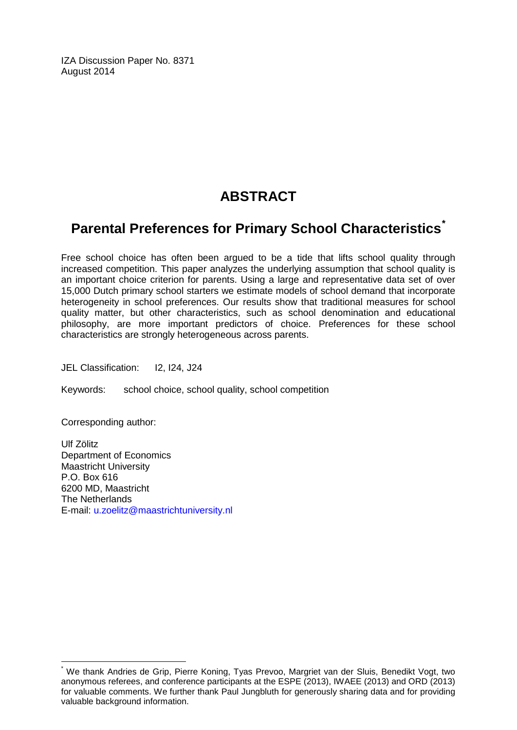IZA Discussion Paper No. 8371
August 2014

# ABSTRACT

## Parental Preferences for Primary School Characteristics*

Free school choice has often been argued to be a tide that lifts school quality through increased competition. This paper analyzes the underlying assumption that school quality is an important choice criterion for parents. Using a large and representative data set of over 15,000 Dutch primary school starters we estimate models of school demand that incorporate heterogeneity in school preferences. Our results show that traditional measures for school quality matter, but other characteristics, such as school denomination and educational philosophy, are more important predictors of choice. Preferences for these school characteristics are strongly heterogeneous across parents.

JEL Classification: I2, I24, J24

Keywords: school choice, school quality, school competition

Corresponding author:

Ulf Zölitz
Department of Economics
Maastricht University
P.O. Box 616
6200 MD, Maastricht
The Netherlands
E-mail: u.zoelitz@maastrichtuniversity.nl

---

* We thank Andries de Grip, Pierre Koning, Tyas Prevoo, Margriet van der Sluis, Benedikt Vogt, two anonymous referees, and conference participants at the ESPE (2013), IWAEE (2013) and ORD (2013) for valuable comments. We further thank Paul Jungbluth for generously sharing data and for providing valuable background information.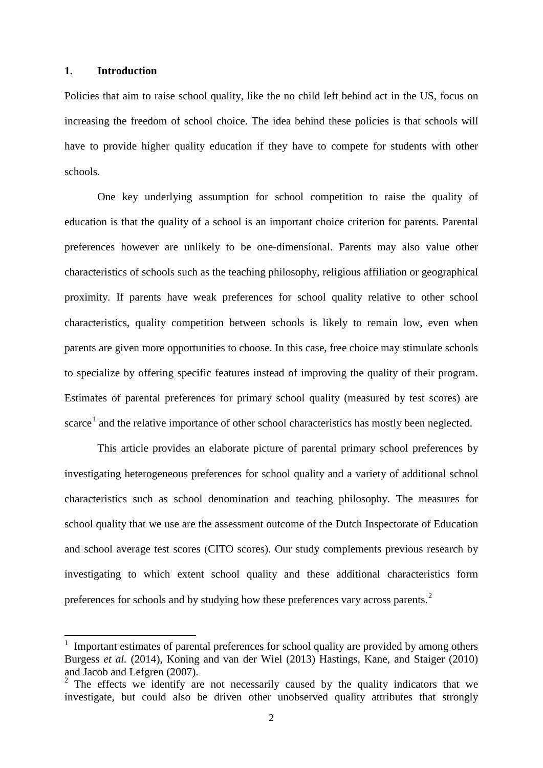# 1. Introduction

Policies that aim to raise school quality, like the no child left behind act in the US, focus on increasing the freedom of school choice. The idea behind these policies is that schools will have to provide higher quality education if they have to compete for students with other schools.

One key underlying assumption for school competition to raise the quality of education is that the quality of a school is an important choice criterion for parents. Parental preferences however are unlikely to be one-dimensional. Parents may also value other characteristics of schools such as the teaching philosophy, religious affiliation or geographical proximity. If parents have weak preferences for school quality relative to other school characteristics, quality competition between schools is likely to remain low, even when parents are given more opportunities to choose. In this case, free choice may stimulate schools to specialize by offering specific features instead of improving the quality of their program. Estimates of parental preferences for primary school quality (measured by test scores) are scarce[1] and the relative importance of other school characteristics has mostly been neglected.

This article provides an elaborate picture of parental primary school preferences by investigating heterogeneous preferences for school quality and a variety of additional school characteristics such as school denomination and teaching philosophy. The measures for school quality that we use are the assessment outcome of the Dutch Inspectorate of Education and school average test scores (CITO scores). Our study complements previous research by investigating to which extent school quality and these additional characteristics form preferences for schools and by studying how these preferences vary across parents.[2]

---

[1] Important estimates of parental preferences for school quality are provided by among others Burgess *et al.* (2014), Koning and van der Wiel (2013) Hastings, Kane, and Staiger (2010) and Jacob and Lefgren (2007).

[2] The effects we identify are not necessarily caused by the quality indicators that we investigate, but could also be driven other unobserved quality attributes that strongly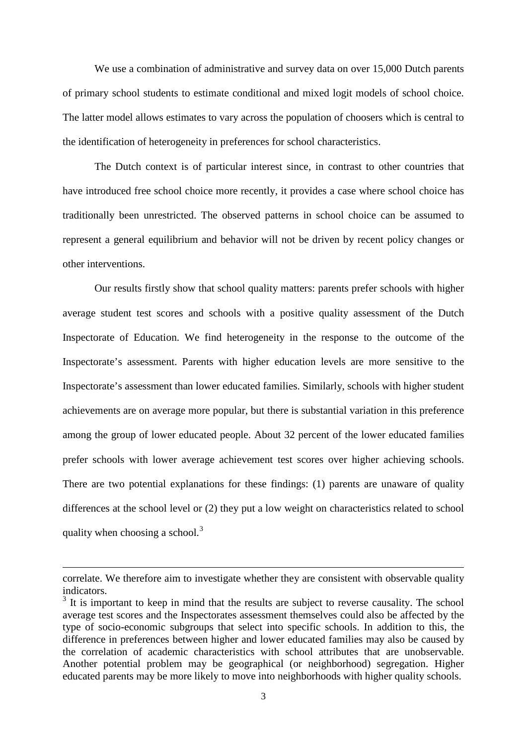We use a combination of administrative and survey data on over 15,000 Dutch parents of primary school students to estimate conditional and mixed logit models of school choice. The latter model allows estimates to vary across the population of choosers which is central to the identification of heterogeneity in preferences for school characteristics.

The Dutch context is of particular interest since, in contrast to other countries that have introduced free school choice more recently, it provides a case where school choice has traditionally been unrestricted. The observed patterns in school choice can be assumed to represent a general equilibrium and behavior will not be driven by recent policy changes or other interventions.

Our results firstly show that school quality matters: parents prefer schools with higher average student test scores and schools with a positive quality assessment of the Dutch Inspectorate of Education. We find heterogeneity in the response to the outcome of the Inspectorate's assessment. Parents with higher education levels are more sensitive to the Inspectorate's assessment than lower educated families. Similarly, schools with higher student achievements are on average more popular, but there is substantial variation in this preference among the group of lower educated people. About 32 percent of the lower educated families prefer schools with lower average achievement test scores over higher achieving schools. There are two potential explanations for these findings: (1) parents are unaware of quality differences at the school level or (2) they put a low weight on characteristics related to school quality when choosing a school.[3]

---

correlate. We therefore aim to investigate whether they are consistent with observable quality indicators.

[3] It is important to keep in mind that the results are subject to reverse causality. The school average test scores and the Inspectorates assessment themselves could also be affected by the type of socio-economic subgroups that select into specific schools. In addition to this, the difference in preferences between higher and lower educated families may also be caused by the correlation of academic characteristics with school attributes that are unobservable. Another potential problem may be geographical (or neighborhood) segregation. Higher educated parents may be more likely to move into neighborhoods with higher quality schools.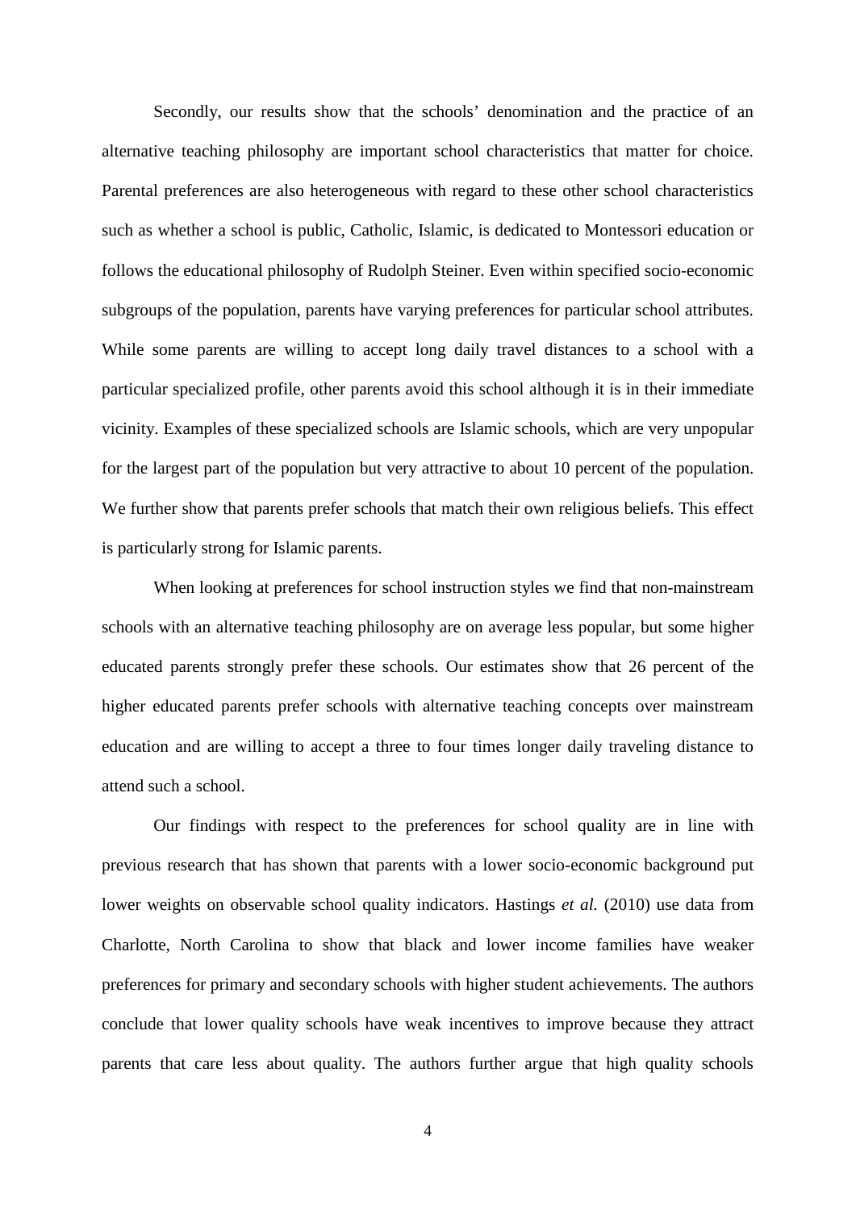Secondly, our results show that the schools' denomination and the practice of an alternative teaching philosophy are important school characteristics that matter for choice. Parental preferences are also heterogeneous with regard to these other school characteristics such as whether a school is public, Catholic, Islamic, is dedicated to Montessori education or follows the educational philosophy of Rudolph Steiner. Even within specified socio-economic subgroups of the population, parents have varying preferences for particular school attributes. While some parents are willing to accept long daily travel distances to a school with a particular specialized profile, other parents avoid this school although it is in their immediate vicinity. Examples of these specialized schools are Islamic schools, which are very unpopular for the largest part of the population but very attractive to about 10 percent of the population. We further show that parents prefer schools that match their own religious beliefs. This effect is particularly strong for Islamic parents.

When looking at preferences for school instruction styles we find that non-mainstream schools with an alternative teaching philosophy are on average less popular, but some higher educated parents strongly prefer these schools. Our estimates show that 26 percent of the higher educated parents prefer schools with alternative teaching concepts over mainstream education and are willing to accept a three to four times longer daily traveling distance to attend such a school.

Our findings with respect to the preferences for school quality are in line with previous research that has shown that parents with a lower socio-economic background put lower weights on observable school quality indicators. Hastings *et al.* (2010) use data from Charlotte, North Carolina to show that black and lower income families have weaker preferences for primary and secondary schools with higher student achievements. The authors conclude that lower quality schools have weak incentives to improve because they attract parents that care less about quality. The authors further argue that high quality schools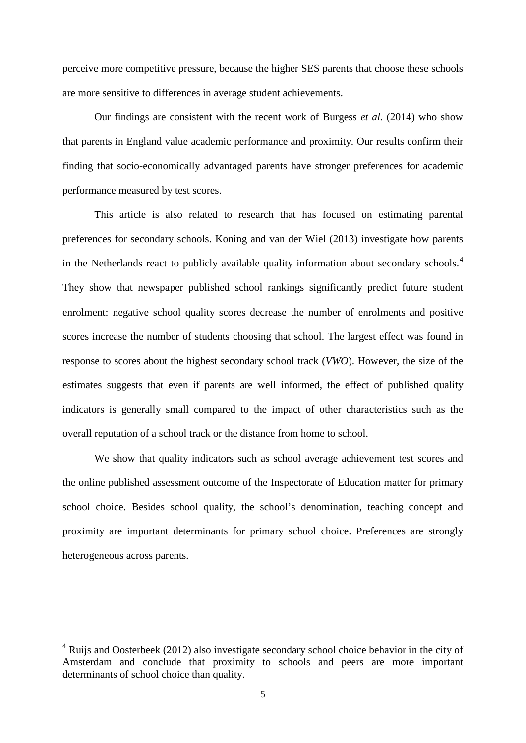perceive more competitive pressure, because the higher SES parents that choose these schools are more sensitive to differences in average student achievements.

Our findings are consistent with the recent work of Burgess *et al.* (2014) who show that parents in England value academic performance and proximity. Our results confirm their finding that socio-economically advantaged parents have stronger preferences for academic performance measured by test scores.

This article is also related to research that has focused on estimating parental preferences for secondary schools. Koning and van der Wiel (2013) investigate how parents in the Netherlands react to publicly available quality information about secondary schools.[4] They show that newspaper published school rankings significantly predict future student enrolment: negative school quality scores decrease the number of enrolments and positive scores increase the number of students choosing that school. The largest effect was found in response to scores about the highest secondary school track (*VWO*). However, the size of the estimates suggests that even if parents are well informed, the effect of published quality indicators is generally small compared to the impact of other characteristics such as the overall reputation of a school track or the distance from home to school.

We show that quality indicators such as school average achievement test scores and the online published assessment outcome of the Inspectorate of Education matter for primary school choice. Besides school quality, the school's denomination, teaching concept and proximity are important determinants for primary school choice. Preferences are strongly heterogeneous across parents.

---

[4] Ruijs and Oosterbeek (2012) also investigate secondary school choice behavior in the city of Amsterdam and conclude that proximity to schools and peers are more important determinants of school choice than quality.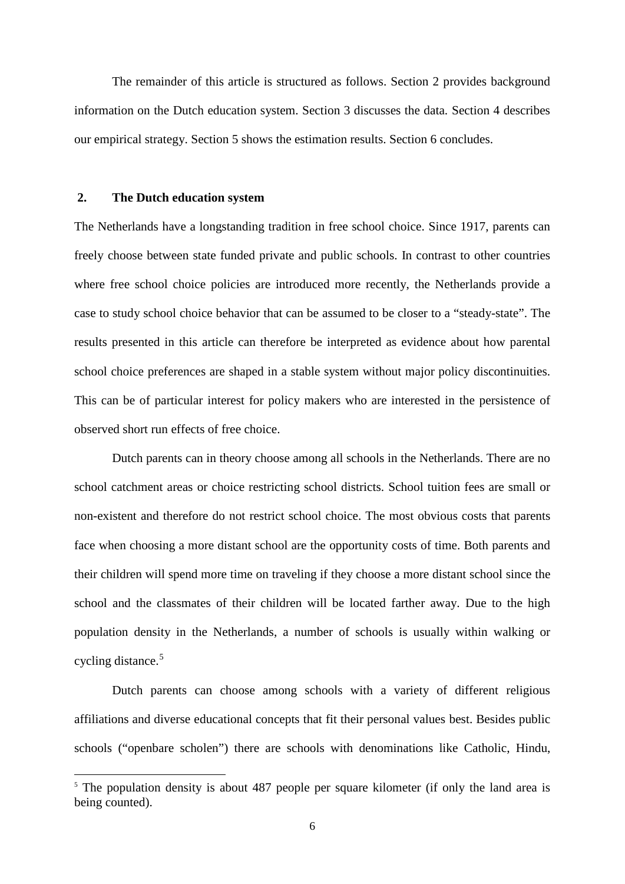The remainder of this article is structured as follows. Section 2 provides background information on the Dutch education system. Section 3 discusses the data. Section 4 describes our empirical strategy. Section 5 shows the estimation results. Section 6 concludes.

## 2. The Dutch education system

The Netherlands have a longstanding tradition in free school choice. Since 1917, parents can freely choose between state funded private and public schools. In contrast to other countries where free school choice policies are introduced more recently, the Netherlands provide a case to study school choice behavior that can be assumed to be closer to a "steady-state". The results presented in this article can therefore be interpreted as evidence about how parental school choice preferences are shaped in a stable system without major policy discontinuities. This can be of particular interest for policy makers who are interested in the persistence of observed short run effects of free choice.

Dutch parents can in theory choose among all schools in the Netherlands. There are no school catchment areas or choice restricting school districts. School tuition fees are small or non-existent and therefore do not restrict school choice. The most obvious costs that parents face when choosing a more distant school are the opportunity costs of time. Both parents and their children will spend more time on traveling if they choose a more distant school since the school and the classmates of their children will be located farther away. Due to the high population density in the Netherlands, a number of schools is usually within walking or cycling distance.[5]

Dutch parents can choose among schools with a variety of different religious affiliations and diverse educational concepts that fit their personal values best. Besides public schools ("openbare scholen") there are schools with denominations like Catholic, Hindu,

[5] The population density is about 487 people per square kilometer (if only the land area is being counted).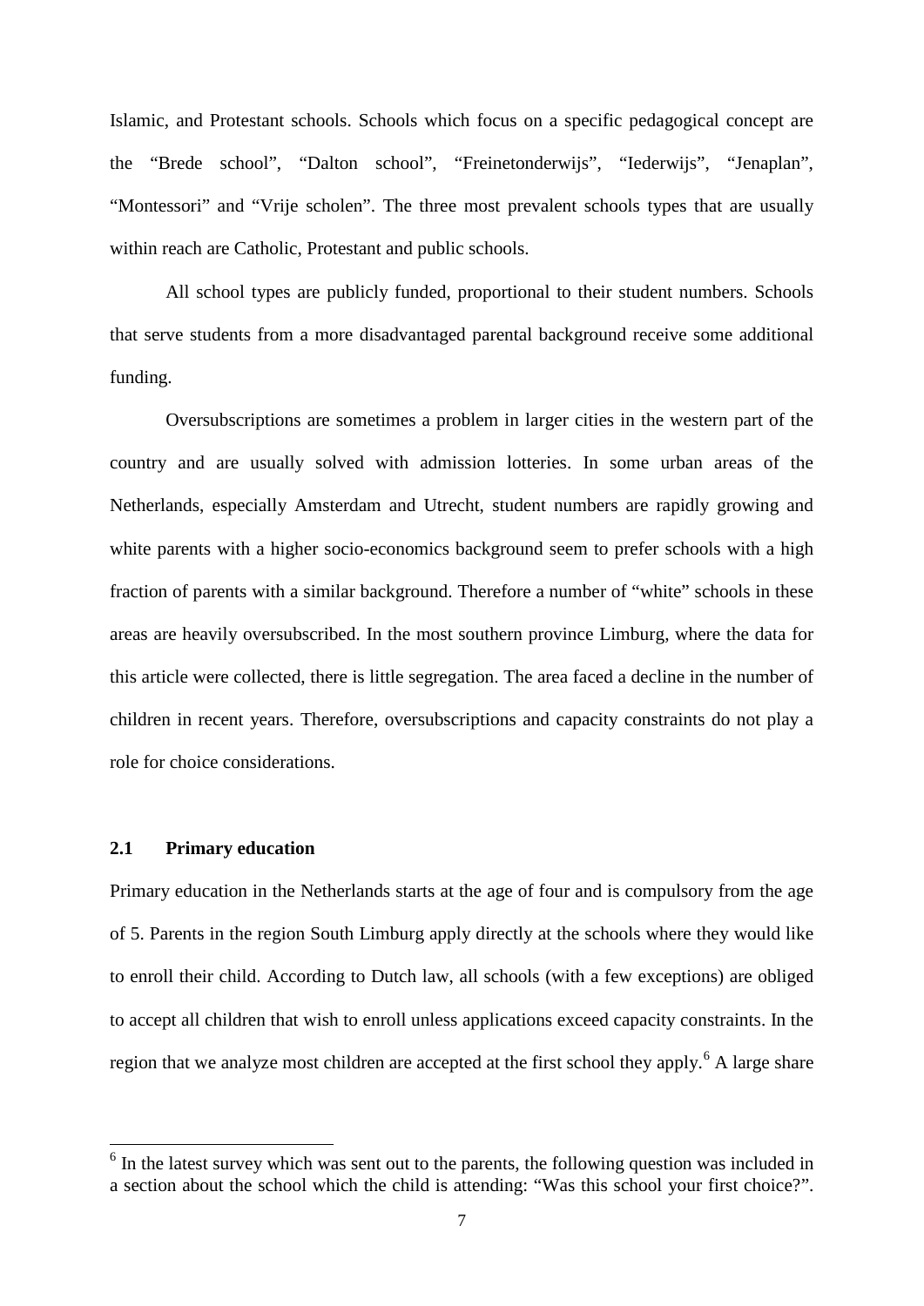Islamic, and Protestant schools. Schools which focus on a specific pedagogical concept are the "Brede school", "Dalton school", "Freinetonderwijs", "Iederwijs", "Jenaplan", "Montessori" and "Vrije scholen". The three most prevalent schools types that are usually within reach are Catholic, Protestant and public schools.

All school types are publicly funded, proportional to their student numbers. Schools that serve students from a more disadvantaged parental background receive some additional funding.

Oversubscriptions are sometimes a problem in larger cities in the western part of the country and are usually solved with admission lotteries. In some urban areas of the Netherlands, especially Amsterdam and Utrecht, student numbers are rapidly growing and white parents with a higher socio-economics background seem to prefer schools with a high fraction of parents with a similar background. Therefore a number of "white" schools in these areas are heavily oversubscribed. In the most southern province Limburg, where the data for this article were collected, there is little segregation. The area faced a decline in the number of children in recent years. Therefore, oversubscriptions and capacity constraints do not play a role for choice considerations.

### 2.1 Primary education

Primary education in the Netherlands starts at the age of four and is compulsory from the age of 5. Parents in the region South Limburg apply directly at the schools where they would like to enroll their child. According to Dutch law, all schools (with a few exceptions) are obliged to accept all children that wish to enroll unless applications exceed capacity constraints. In the region that we analyze most children are accepted at the first school they apply.[6] A large share

[6] In the latest survey which was sent out to the parents, the following question was included in a section about the school which the child is attending: "Was this school your first choice?".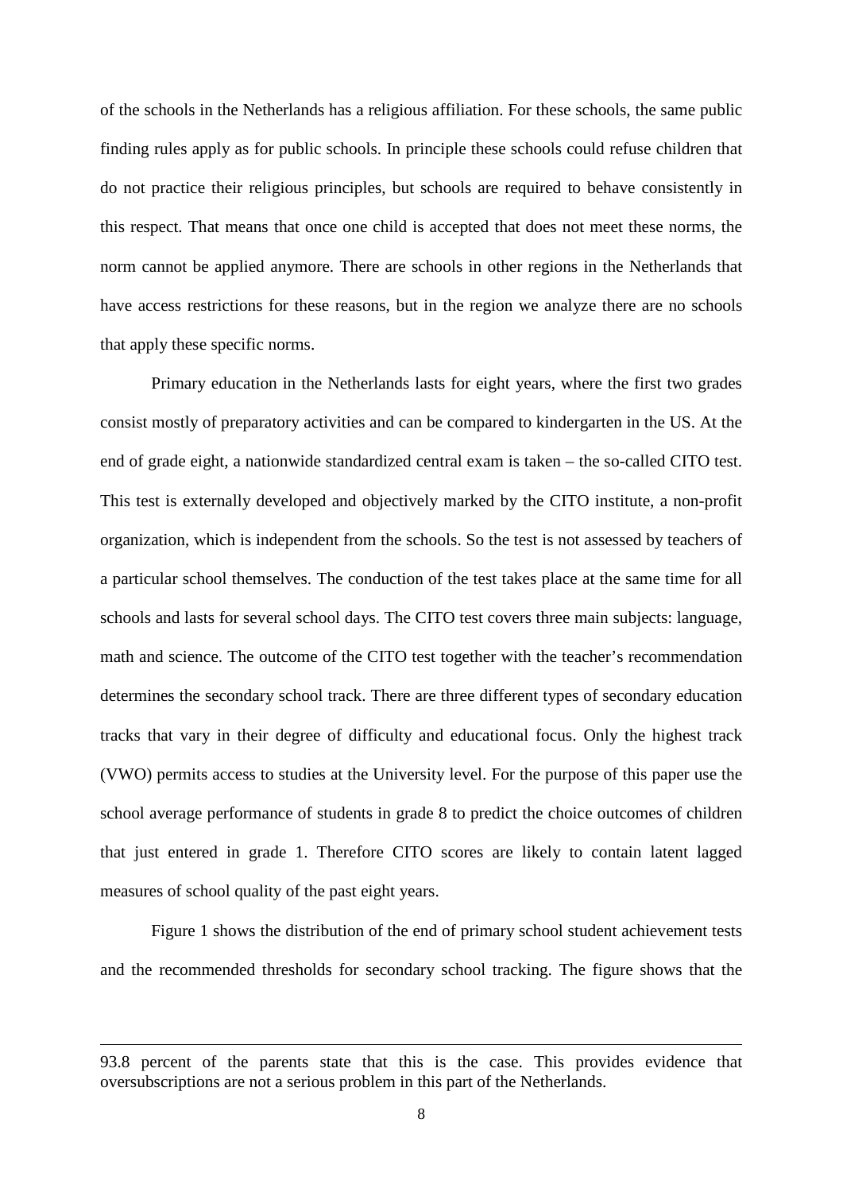of the schools in the Netherlands has a religious affiliation. For these schools, the same public finding rules apply as for public schools. In principle these schools could refuse children that do not practice their religious principles, but schools are required to behave consistently in this respect. That means that once one child is accepted that does not meet these norms, the norm cannot be applied anymore. There are schools in other regions in the Netherlands that have access restrictions for these reasons, but in the region we analyze there are no schools that apply these specific norms.

Primary education in the Netherlands lasts for eight years, where the first two grades consist mostly of preparatory activities and can be compared to kindergarten in the US. At the end of grade eight, a nationwide standardized central exam is taken – the so-called CITO test. This test is externally developed and objectively marked by the CITO institute, a non-profit organization, which is independent from the schools. So the test is not assessed by teachers of a particular school themselves. The conduction of the test takes place at the same time for all schools and lasts for several school days. The CITO test covers three main subjects: language, math and science. The outcome of the CITO test together with the teacher's recommendation determines the secondary school track. There are three different types of secondary education tracks that vary in their degree of difficulty and educational focus. Only the highest track (VWO) permits access to studies at the University level. For the purpose of this paper use the school average performance of students in grade 8 to predict the choice outcomes of children that just entered in grade 1. Therefore CITO scores are likely to contain latent lagged measures of school quality of the past eight years.

Figure 1 shows the distribution of the end of primary school student achievement tests and the recommended thresholds for secondary school tracking. The figure shows that the

---

93.8 percent of the parents state that this is the case. This provides evidence that oversubscriptions are not a serious problem in this part of the Netherlands.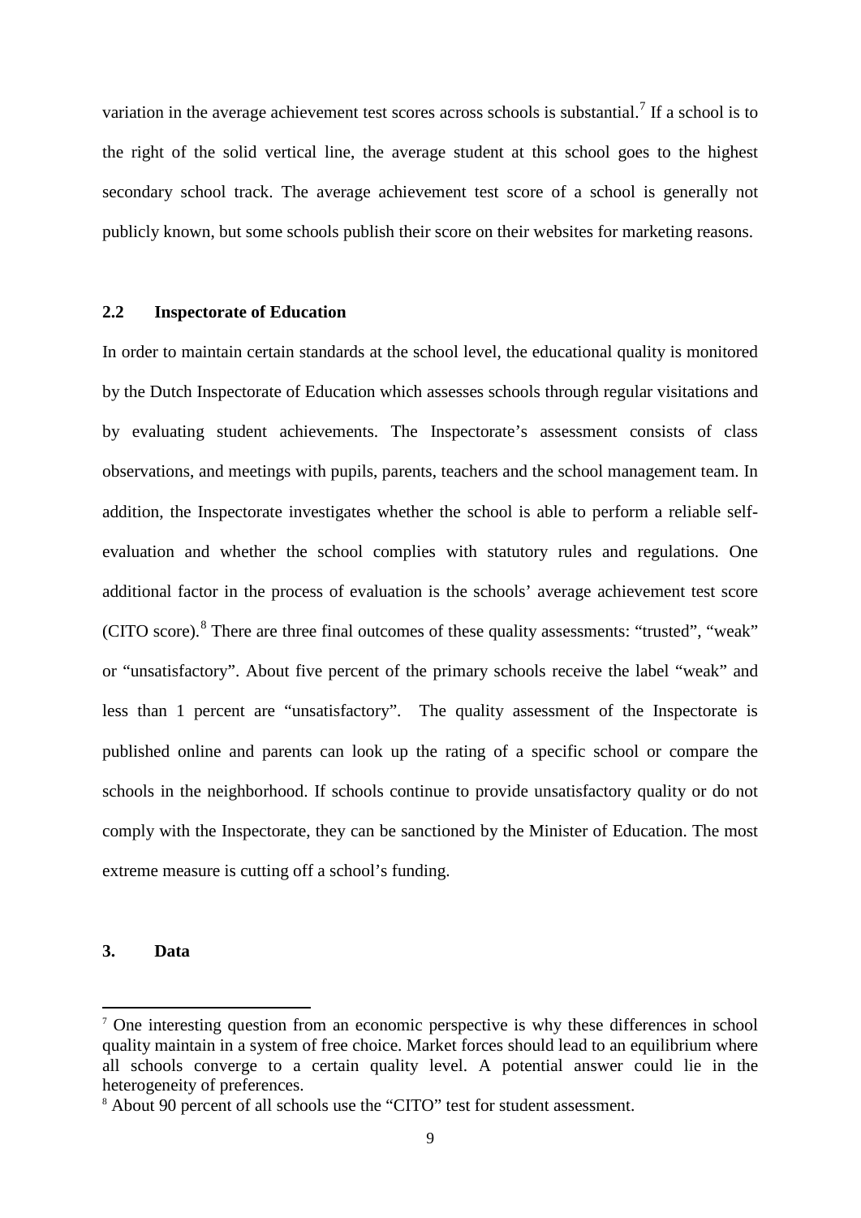variation in the average achievement test scores across schools is substantial.[7] If a school is to the right of the solid vertical line, the average student at this school goes to the highest secondary school track. The average achievement test score of a school is generally not publicly known, but some schools publish their score on their websites for marketing reasons.

### 2.2 Inspectorate of Education

In order to maintain certain standards at the school level, the educational quality is monitored by the Dutch Inspectorate of Education which assesses schools through regular visitations and by evaluating student achievements. The Inspectorate's assessment consists of class observations, and meetings with pupils, parents, teachers and the school management team. In addition, the Inspectorate investigates whether the school is able to perform a reliable self-evaluation and whether the school complies with statutory rules and regulations. One additional factor in the process of evaluation is the schools' average achievement test score (CITO score).[8] There are three final outcomes of these quality assessments: "trusted", "weak" or "unsatisfactory". About five percent of the primary schools receive the label "weak" and less than 1 percent are "unsatisfactory". The quality assessment of the Inspectorate is published online and parents can look up the rating of a specific school or compare the schools in the neighborhood. If schools continue to provide unsatisfactory quality or do not comply with the Inspectorate, they can be sanctioned by the Minister of Education. The most extreme measure is cutting off a school's funding.

## 3. Data

[7] One interesting question from an economic perspective is why these differences in school quality maintain in a system of free choice. Market forces should lead to an equilibrium where all schools converge to a certain quality level. A potential answer could lie in the heterogeneity of preferences.

[8] About 90 percent of all schools use the "CITO" test for student assessment.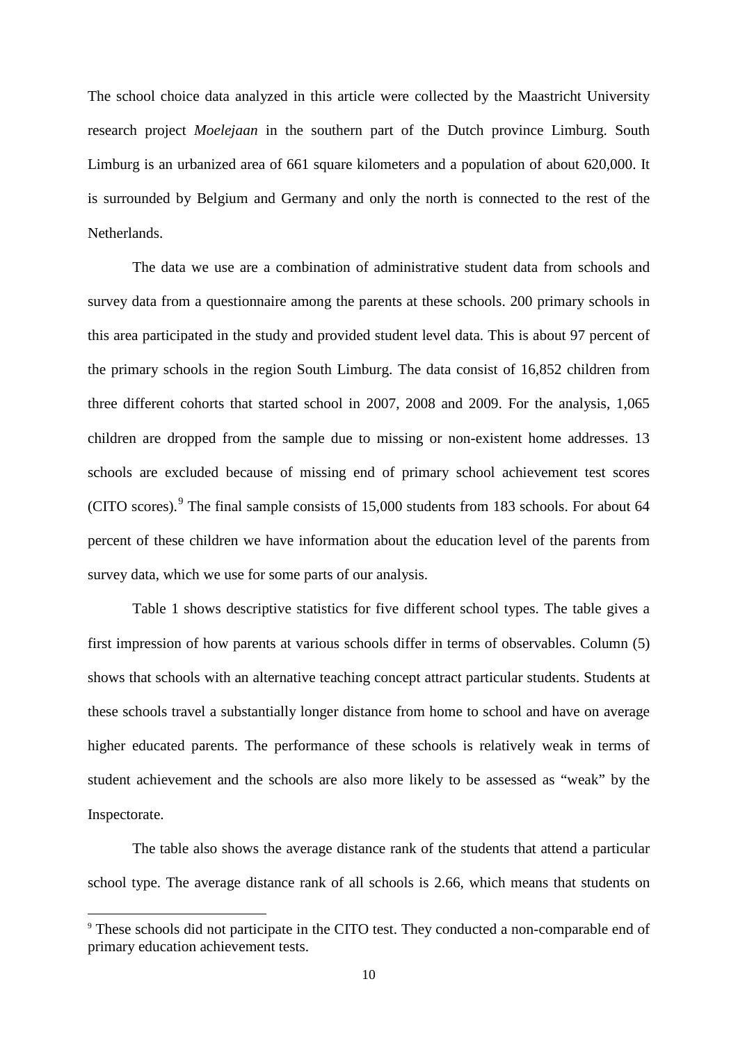The school choice data analyzed in this article were collected by the Maastricht University research project *Moelejaan* in the southern part of the Dutch province Limburg. South Limburg is an urbanized area of 661 square kilometers and a population of about 620,000. It is surrounded by Belgium and Germany and only the north is connected to the rest of the Netherlands.

The data we use are a combination of administrative student data from schools and survey data from a questionnaire among the parents at these schools. 200 primary schools in this area participated in the study and provided student level data. This is about 97 percent of the primary schools in the region South Limburg. The data consist of 16,852 children from three different cohorts that started school in 2007, 2008 and 2009. For the analysis, 1,065 children are dropped from the sample due to missing or non-existent home addresses. 13 schools are excluded because of missing end of primary school achievement test scores (CITO scores).[9] The final sample consists of 15,000 students from 183 schools. For about 64 percent of these children we have information about the education level of the parents from survey data, which we use for some parts of our analysis.

Table 1 shows descriptive statistics for five different school types. The table gives a first impression of how parents at various schools differ in terms of observables. Column (5) shows that schools with an alternative teaching concept attract particular students. Students at these schools travel a substantially longer distance from home to school and have on average higher educated parents. The performance of these schools is relatively weak in terms of student achievement and the schools are also more likely to be assessed as "weak" by the Inspectorate.

The table also shows the average distance rank of the students that attend a particular school type. The average distance rank of all schools is 2.66, which means that students on

[9] These schools did not participate in the CITO test. They conducted a non-comparable end of primary education achievement tests.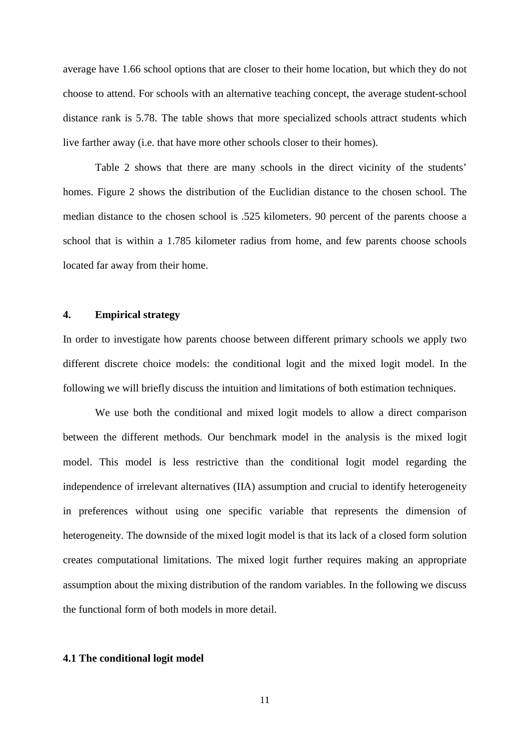average have 1.66 school options that are closer to their home location, but which they do not choose to attend. For schools with an alternative teaching concept, the average student-school distance rank is 5.78. The table shows that more specialized schools attract students which live farther away (i.e. that have more other schools closer to their homes).

Table 2 shows that there are many schools in the direct vicinity of the students' homes. Figure 2 shows the distribution of the Euclidian distance to the chosen school. The median distance to the chosen school is .525 kilometers. 90 percent of the parents choose a school that is within a 1.785 kilometer radius from home, and few parents choose schools located far away from their home.

## 4. Empirical strategy

In order to investigate how parents choose between different primary schools we apply two different discrete choice models: the conditional logit and the mixed logit model. In the following we will briefly discuss the intuition and limitations of both estimation techniques.

We use both the conditional and mixed logit models to allow a direct comparison between the different methods. Our benchmark model in the analysis is the mixed logit model. This model is less restrictive than the conditional logit model regarding the independence of irrelevant alternatives (IIA) assumption and crucial to identify heterogeneity in preferences without using one specific variable that represents the dimension of heterogeneity. The downside of the mixed logit model is that its lack of a closed form solution creates computational limitations. The mixed logit further requires making an appropriate assumption about the mixing distribution of the random variables. In the following we discuss the functional form of both models in more detail.

### 4.1 The conditional logit model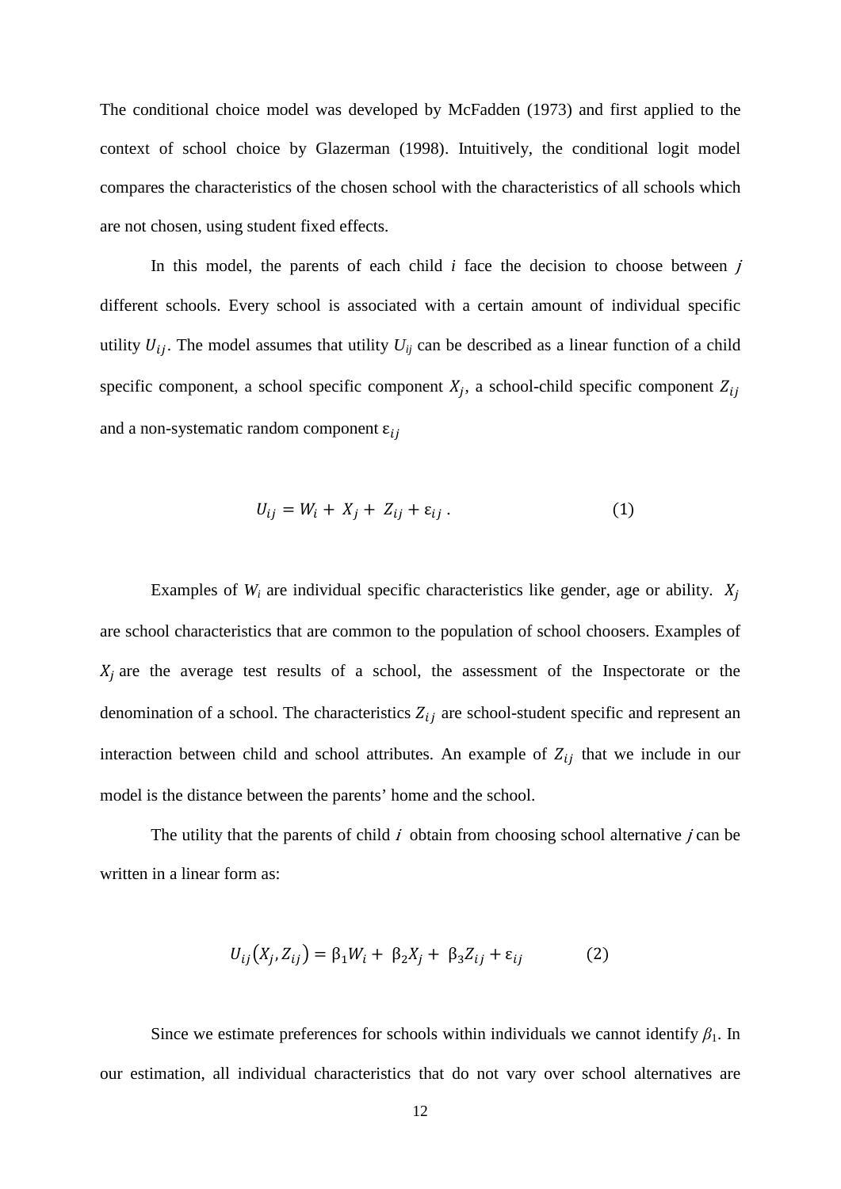The conditional choice model was developed by McFadden (1973) and first applied to the context of school choice by Glazerman (1998). Intuitively, the conditional logit model compares the characteristics of the chosen school with the characteristics of all schools which are not chosen, using student fixed effects.

In this model, the parents of each child *i* face the decision to choose between *j* different schools. Every school is associated with a certain amount of individual specific utility $U_{ij}$. The model assumes that utility $U_{ij}$ can be described as a linear function of a child specific component, a school specific component $X_j$, a school-child specific component $Z_{ij}$ and a non-systematic random component $\varepsilon_{ij}$

$$U_{ij} = W_i + X_j + Z_{ij} + \varepsilon_{ij} \, . \qquad (1)$$

Examples of $W_i$ are individual specific characteristics like gender, age or ability. $X_j$ are school characteristics that are common to the population of school choosers. Examples of $X_j$ are the average test results of a school, the assessment of the Inspectorate or the denomination of a school. The characteristics $Z_{ij}$ are school-student specific and represent an interaction between child and school attributes. An example of $Z_{ij}$ that we include in our model is the distance between the parents' home and the school.

The utility that the parents of child $i$ obtain from choosing school alternative *j* can be written in a linear form as:

$$U_{ij}(X_j, Z_{ij}) = \beta_1 W_i + \beta_2 X_j + \beta_3 Z_{ij} + \varepsilon_{ij} \qquad (2)$$

Since we estimate preferences for schools within individuals we cannot identify $\beta_1$. In our estimation, all individual characteristics that do not vary over school alternatives are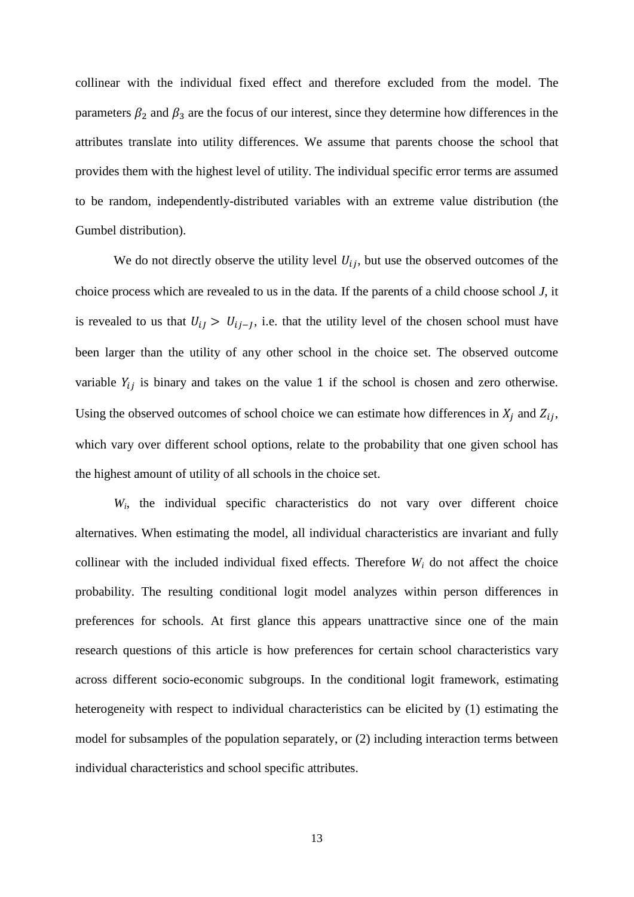collinear with the individual fixed effect and therefore excluded from the model. The parameters $\beta_2$ and $\beta_3$ are the focus of our interest, since they determine how differences in the attributes translate into utility differences. We assume that parents choose the school that provides them with the highest level of utility. The individual specific error terms are assumed to be random, independently-distributed variables with an extreme value distribution (the Gumbel distribution).

We do not directly observe the utility level $U_{ij}$, but use the observed outcomes of the choice process which are revealed to us in the data. If the parents of a child choose school *J*, it is revealed to us that $U_{iJ} > U_{ij-J}$, i.e. that the utility level of the chosen school must have been larger than the utility of any other school in the choice set. The observed outcome variable $Y_{ij}$ is binary and takes on the value 1 if the school is chosen and zero otherwise. Using the observed outcomes of school choice we can estimate how differences in $X_j$ and $Z_{ij}$, which vary over different school options, relate to the probability that one given school has the highest amount of utility of all schools in the choice set.

$W_i$, the individual specific characteristics do not vary over different choice alternatives. When estimating the model, all individual characteristics are invariant and fully collinear with the included individual fixed effects. Therefore $W_i$ do not affect the choice probability. The resulting conditional logit model analyzes within person differences in preferences for schools. At first glance this appears unattractive since one of the main research questions of this article is how preferences for certain school characteristics vary across different socio-economic subgroups. In the conditional logit framework, estimating heterogeneity with respect to individual characteristics can be elicited by (1) estimating the model for subsamples of the population separately, or (2) including interaction terms between individual characteristics and school specific attributes.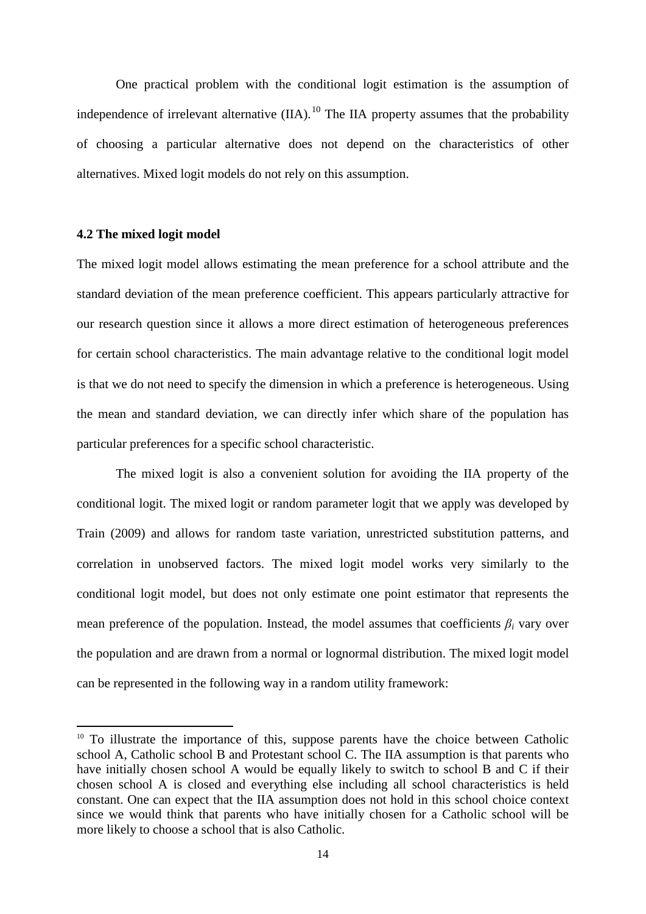One practical problem with the conditional logit estimation is the assumption of independence of irrelevant alternative (IIA).[10] The IIA property assumes that the probability of choosing a particular alternative does not depend on the characteristics of other alternatives. Mixed logit models do not rely on this assumption.

### 4.2 The mixed logit model

The mixed logit model allows estimating the mean preference for a school attribute and the standard deviation of the mean preference coefficient. This appears particularly attractive for our research question since it allows a more direct estimation of heterogeneous preferences for certain school characteristics. The main advantage relative to the conditional logit model is that we do not need to specify the dimension in which a preference is heterogeneous. Using the mean and standard deviation, we can directly infer which share of the population has particular preferences for a specific school characteristic.

The mixed logit is also a convenient solution for avoiding the IIA property of the conditional logit. The mixed logit or random parameter logit that we apply was developed by Train (2009) and allows for random taste variation, unrestricted substitution patterns, and correlation in unobserved factors. The mixed logit model works very similarly to the conditional logit model, but does not only estimate one point estimator that represents the mean preference of the population. Instead, the model assumes that coefficients $\beta_i$ vary over the population and are drawn from a normal or lognormal distribution. The mixed logit model can be represented in the following way in a random utility framework:

[10] To illustrate the importance of this, suppose parents have the choice between Catholic school A, Catholic school B and Protestant school C. The IIA assumption is that parents who have initially chosen school A would be equally likely to switch to school B and C if their chosen school A is closed and everything else including all school characteristics is held constant. One can expect that the IIA assumption does not hold in this school choice context since we would think that parents who have initially chosen for a Catholic school will be more likely to choose a school that is also Catholic.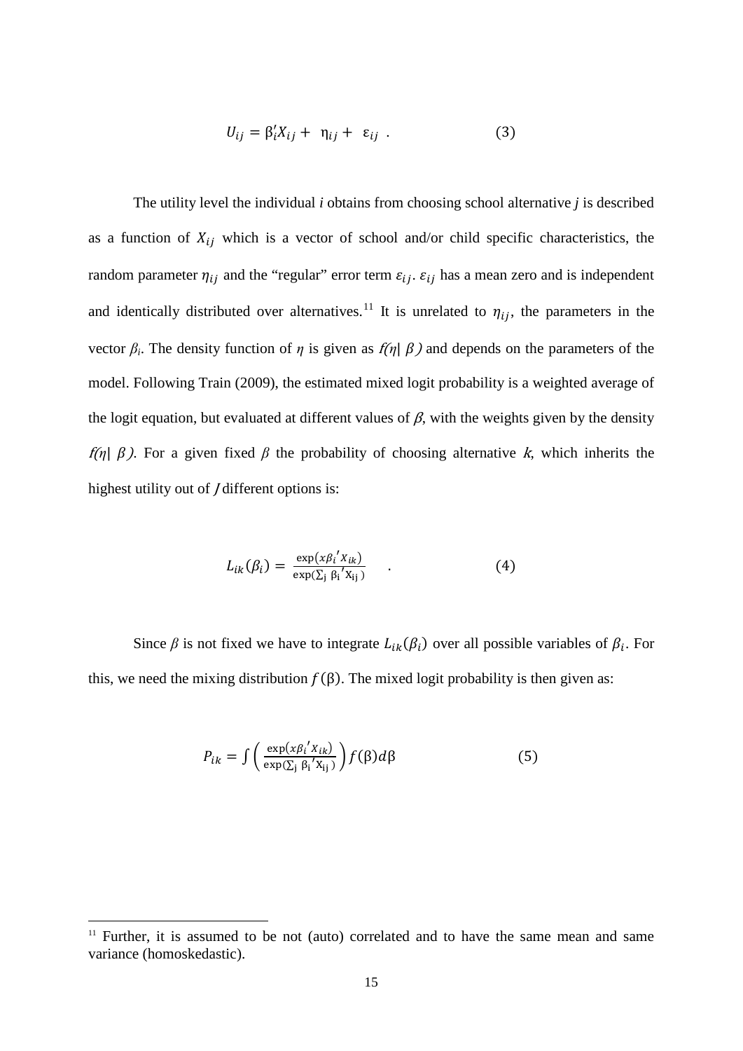$$U_{ij} = \beta_i' X_{ij} + \eta_{ij} + \varepsilon_{ij} \ . \qquad (3)$$

The utility level the individual *i* obtains from choosing school alternative *j* is described as a function of $X_{ij}$ which is a vector of school and/or child specific characteristics, the random parameter $\eta_{ij}$ and the "regular" error term $\varepsilon_{ij}$. $\varepsilon_{ij}$ has a mean zero and is independent and identically distributed over alternatives.[11] It is unrelated to $\eta_{ij}$, the parameters in the vector $\beta_i$. The density function of $\eta$ is given as $f(\eta| \beta)$ and depends on the parameters of the model. Following Train (2009), the estimated mixed logit probability is a weighted average of the logit equation, but evaluated at different values of $\beta$, with the weights given by the density $f(\eta| \beta)$. For a given fixed $\beta$ the probability of choosing alternative *k*, which inherits the highest utility out of *J* different options is:

$$L_{ik}(\beta_i) = \frac{\exp(x\beta_i{}' X_{ik})}{\exp(\sum_j \beta_i{}' X_{ij})} \quad . \qquad (4)$$

Since $\beta$ is not fixed we have to integrate $L_{ik}(\beta_i)$ over all possible variables of $\beta_i$. For this, we need the mixing distribution $f(\beta)$. The mixed logit probability is then given as:

$$P_{ik} = \int \left( \frac{\exp(x\beta_i{}' X_{ik})}{\exp(\sum_j \beta_i{}' X_{ij})} \right) f(\beta) d\beta \qquad (5)$$

[11] Further, it is assumed to be not (auto) correlated and to have the same mean and same variance (homoskedastic).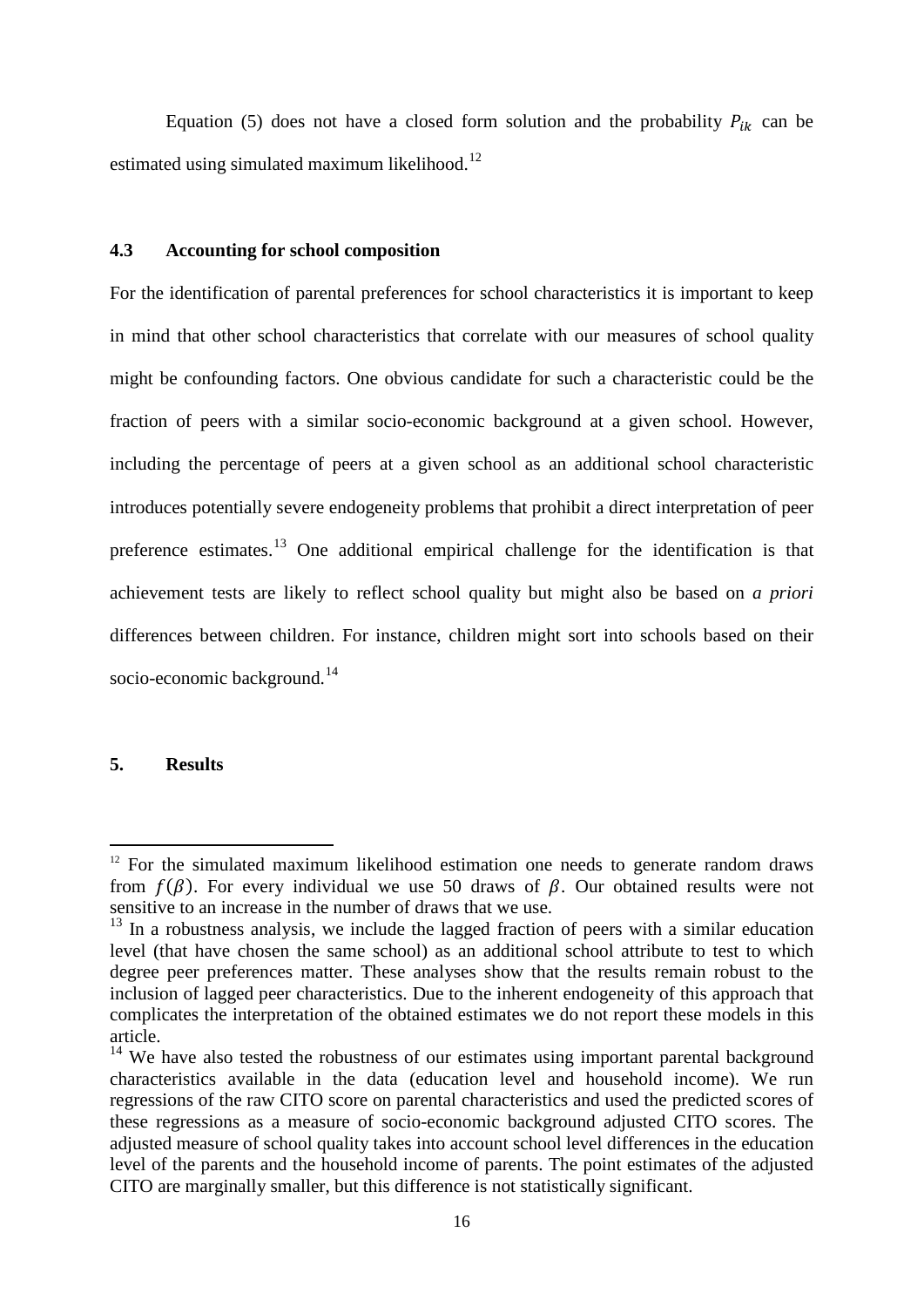Equation (5) does not have a closed form solution and the probability $P_{ik}$ can be estimated using simulated maximum likelihood.[12]

### 4.3 Accounting for school composition

For the identification of parental preferences for school characteristics it is important to keep in mind that other school characteristics that correlate with our measures of school quality might be confounding factors. One obvious candidate for such a characteristic could be the fraction of peers with a similar socio-economic background at a given school. However, including the percentage of peers at a given school as an additional school characteristic introduces potentially severe endogeneity problems that prohibit a direct interpretation of peer preference estimates.[13] One additional empirical challenge for the identification is that achievement tests are likely to reflect school quality but might also be based on *a priori* differences between children. For instance, children might sort into schools based on their socio-economic background.[14]

## 5. Results

---

[12] For the simulated maximum likelihood estimation one needs to generate random draws from $f(\beta)$. For every individual we use 50 draws of $\beta$. Our obtained results were not sensitive to an increase in the number of draws that we use.

[13] In a robustness analysis, we include the lagged fraction of peers with a similar education level (that have chosen the same school) as an additional school attribute to test to which degree peer preferences matter. These analyses show that the results remain robust to the inclusion of lagged peer characteristics. Due to the inherent endogeneity of this approach that complicates the interpretation of the obtained estimates we do not report these models in this article.

[14] We have also tested the robustness of our estimates using important parental background characteristics available in the data (education level and household income). We run regressions of the raw CITO score on parental characteristics and used the predicted scores of these regressions as a measure of socio-economic background adjusted CITO scores. The adjusted measure of school quality takes into account school level differences in the education level of the parents and the household income of parents. The point estimates of the adjusted CITO are marginally smaller, but this difference is not statistically significant.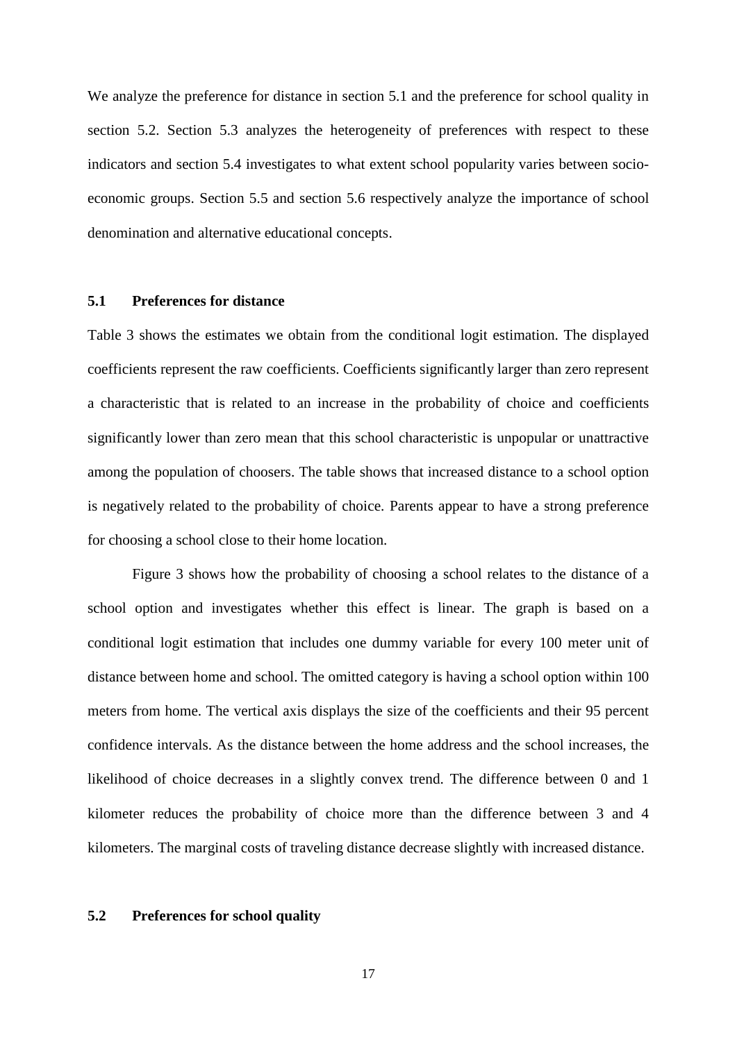We analyze the preference for distance in section 5.1 and the preference for school quality in section 5.2. Section 5.3 analyzes the heterogeneity of preferences with respect to these indicators and section 5.4 investigates to what extent school popularity varies between socio-economic groups. Section 5.5 and section 5.6 respectively analyze the importance of school denomination and alternative educational concepts.

## 5.1 Preferences for distance

Table 3 shows the estimates we obtain from the conditional logit estimation. The displayed coefficients represent the raw coefficients. Coefficients significantly larger than zero represent a characteristic that is related to an increase in the probability of choice and coefficients significantly lower than zero mean that this school characteristic is unpopular or unattractive among the population of choosers. The table shows that increased distance to a school option is negatively related to the probability of choice. Parents appear to have a strong preference for choosing a school close to their home location.

Figure 3 shows how the probability of choosing a school relates to the distance of a school option and investigates whether this effect is linear. The graph is based on a conditional logit estimation that includes one dummy variable for every 100 meter unit of distance between home and school. The omitted category is having a school option within 100 meters from home. The vertical axis displays the size of the coefficients and their 95 percent confidence intervals. As the distance between the home address and the school increases, the likelihood of choice decreases in a slightly convex trend. The difference between 0 and 1 kilometer reduces the probability of choice more than the difference between 3 and 4 kilometers. The marginal costs of traveling distance decrease slightly with increased distance.

## 5.2 Preferences for school quality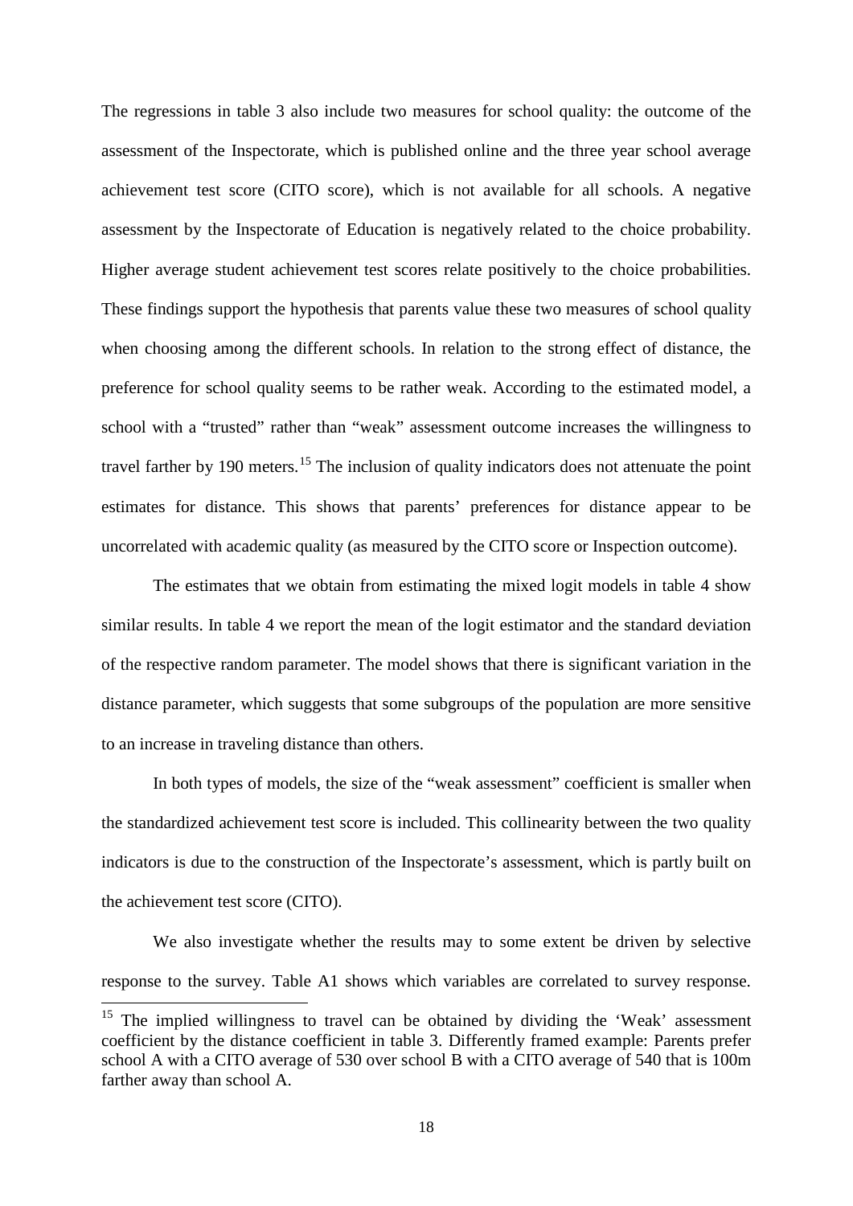The regressions in table 3 also include two measures for school quality: the outcome of the assessment of the Inspectorate, which is published online and the three year school average achievement test score (CITO score), which is not available for all schools. A negative assessment by the Inspectorate of Education is negatively related to the choice probability. Higher average student achievement test scores relate positively to the choice probabilities. These findings support the hypothesis that parents value these two measures of school quality when choosing among the different schools. In relation to the strong effect of distance, the preference for school quality seems to be rather weak. According to the estimated model, a school with a "trusted" rather than "weak" assessment outcome increases the willingness to travel farther by 190 meters.[15] The inclusion of quality indicators does not attenuate the point estimates for distance. This shows that parents' preferences for distance appear to be uncorrelated with academic quality (as measured by the CITO score or Inspection outcome).

The estimates that we obtain from estimating the mixed logit models in table 4 show similar results. In table 4 we report the mean of the logit estimator and the standard deviation of the respective random parameter. The model shows that there is significant variation in the distance parameter, which suggests that some subgroups of the population are more sensitive to an increase in traveling distance than others.

In both types of models, the size of the "weak assessment" coefficient is smaller when the standardized achievement test score is included. This collinearity between the two quality indicators is due to the construction of the Inspectorate's assessment, which is partly built on the achievement test score (CITO).

We also investigate whether the results may to some extent be driven by selective response to the survey. Table A1 shows which variables are correlated to survey response.

[15] The implied willingness to travel can be obtained by dividing the 'Weak' assessment coefficient by the distance coefficient in table 3. Differently framed example: Parents prefer school A with a CITO average of 530 over school B with a CITO average of 540 that is 100m farther away than school A.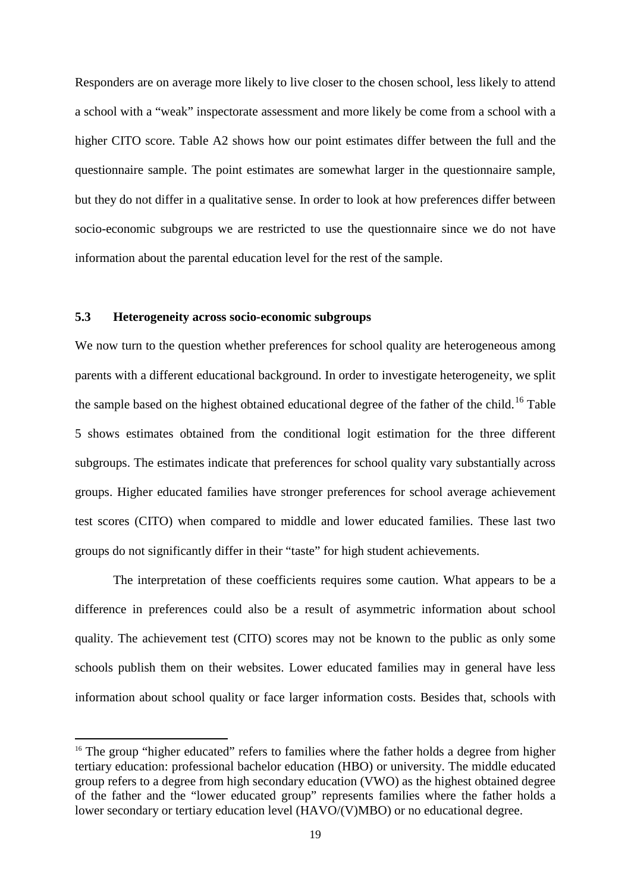Responders are on average more likely to live closer to the chosen school, less likely to attend a school with a "weak" inspectorate assessment and more likely be come from a school with a higher CITO score. Table A2 shows how our point estimates differ between the full and the questionnaire sample. The point estimates are somewhat larger in the questionnaire sample, but they do not differ in a qualitative sense. In order to look at how preferences differ between socio-economic subgroups we are restricted to use the questionnaire since we do not have information about the parental education level for the rest of the sample.

### 5.3 Heterogeneity across socio-economic subgroups

We now turn to the question whether preferences for school quality are heterogeneous among parents with a different educational background. In order to investigate heterogeneity, we split the sample based on the highest obtained educational degree of the father of the child.[16] Table 5 shows estimates obtained from the conditional logit estimation for the three different subgroups. The estimates indicate that preferences for school quality vary substantially across groups. Higher educated families have stronger preferences for school average achievement test scores (CITO) when compared to middle and lower educated families. These last two groups do not significantly differ in their "taste" for high student achievements.

The interpretation of these coefficients requires some caution. What appears to be a difference in preferences could also be a result of asymmetric information about school quality. The achievement test (CITO) scores may not be known to the public as only some schools publish them on their websites. Lower educated families may in general have less information about school quality or face larger information costs. Besides that, schools with

[16] The group "higher educated" refers to families where the father holds a degree from higher tertiary education: professional bachelor education (HBO) or university. The middle educated group refers to a degree from high secondary education (VWO) as the highest obtained degree of the father and the "lower educated group" represents families where the father holds a lower secondary or tertiary education level (HAVO/(V)MBO) or no educational degree.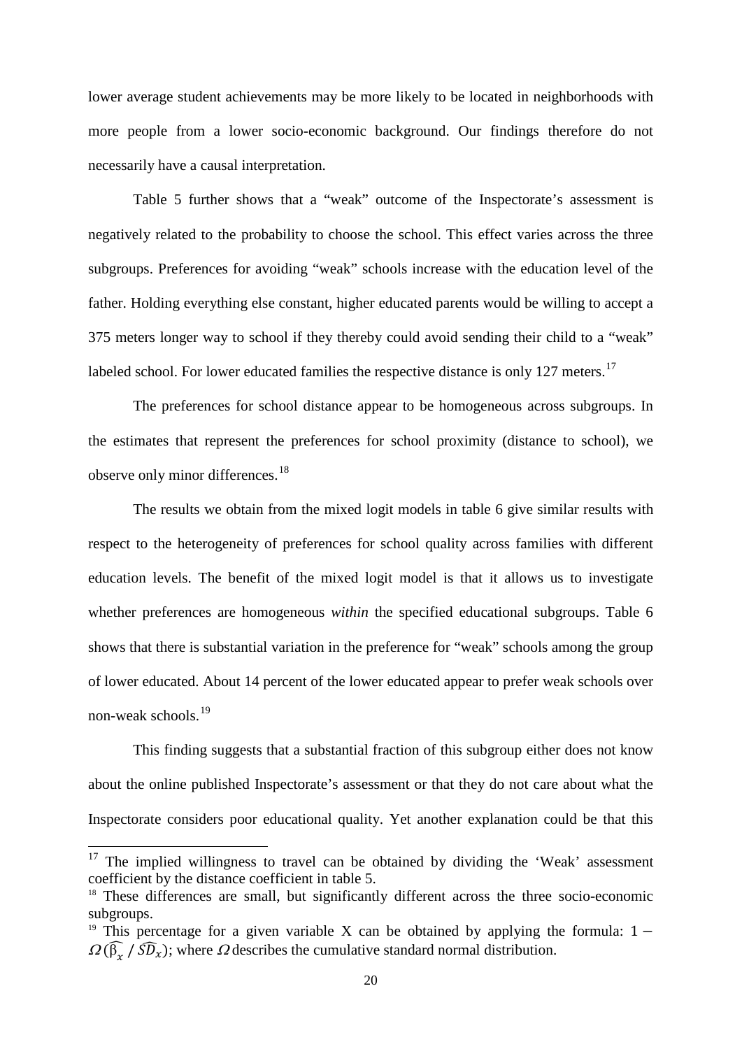lower average student achievements may be more likely to be located in neighborhoods with more people from a lower socio-economic background. Our findings therefore do not necessarily have a causal interpretation.

Table 5 further shows that a "weak" outcome of the Inspectorate's assessment is negatively related to the probability to choose the school. This effect varies across the three subgroups. Preferences for avoiding "weak" schools increase with the education level of the father. Holding everything else constant, higher educated parents would be willing to accept a 375 meters longer way to school if they thereby could avoid sending their child to a "weak" labeled school. For lower educated families the respective distance is only 127 meters.[17]

The preferences for school distance appear to be homogeneous across subgroups. In the estimates that represent the preferences for school proximity (distance to school), we observe only minor differences.[18]

The results we obtain from the mixed logit models in table 6 give similar results with respect to the heterogeneity of preferences for school quality across families with different education levels. The benefit of the mixed logit model is that it allows us to investigate whether preferences are homogeneous *within* the specified educational subgroups. Table 6 shows that there is substantial variation in the preference for "weak" schools among the group of lower educated. About 14 percent of the lower educated appear to prefer weak schools over non-weak schools.[19]

This finding suggests that a substantial fraction of this subgroup either does not know about the online published Inspectorate's assessment or that they do not care about what the Inspectorate considers poor educational quality. Yet another explanation could be that this

---

[17] The implied willingness to travel can be obtained by dividing the 'Weak' assessment coefficient by the distance coefficient in table 5.

[18] These differences are small, but significantly different across the three socio-economic subgroups.

[19] This percentage for a given variable X can be obtained by applying the formula: $1 - \Omega(\widehat{\beta_x} \,/\, \widehat{SD}_x)$; where $\Omega$ describes the cumulative standard normal distribution.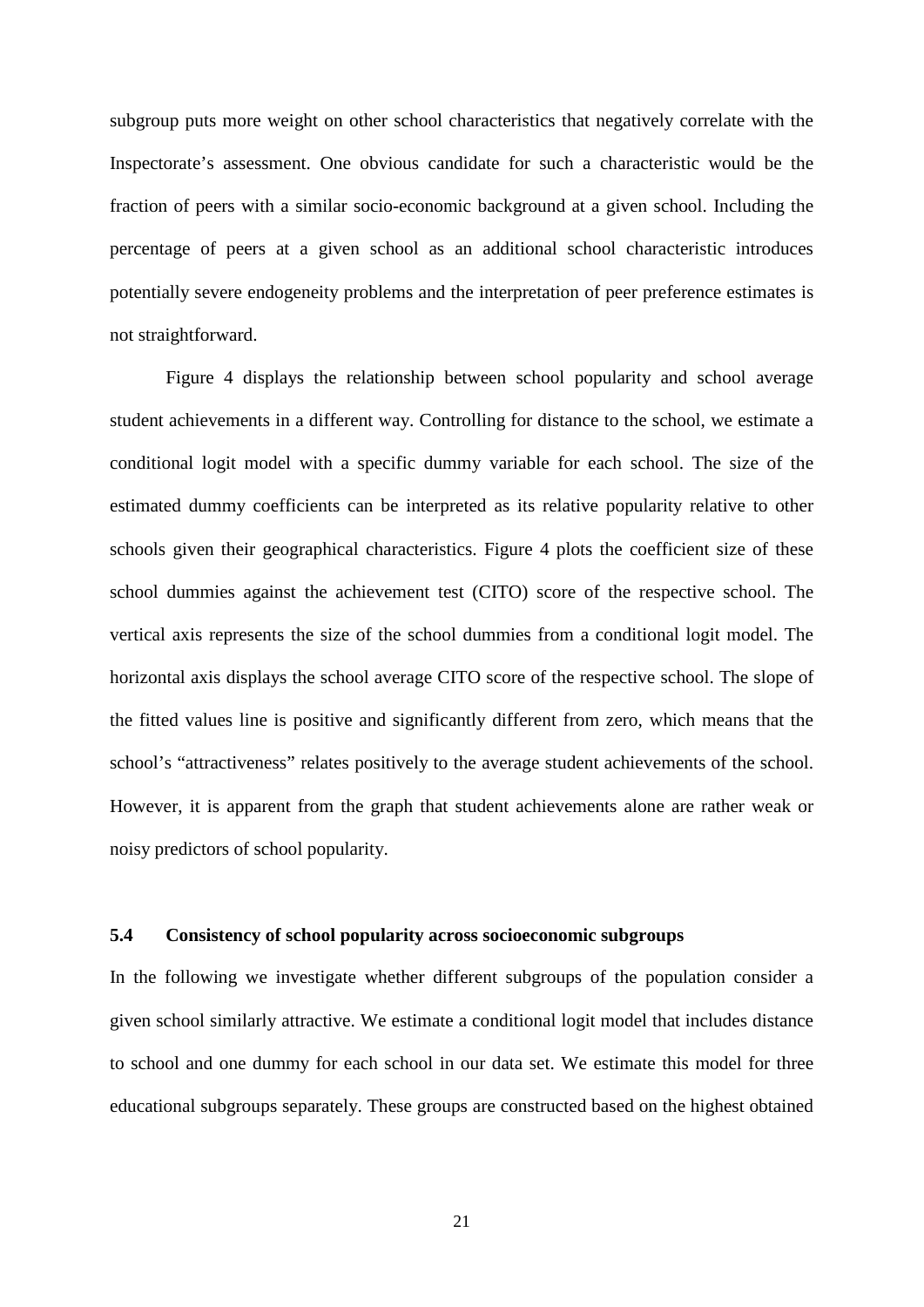subgroup puts more weight on other school characteristics that negatively correlate with the Inspectorate's assessment. One obvious candidate for such a characteristic would be the fraction of peers with a similar socio-economic background at a given school. Including the percentage of peers at a given school as an additional school characteristic introduces potentially severe endogeneity problems and the interpretation of peer preference estimates is not straightforward.

Figure 4 displays the relationship between school popularity and school average student achievements in a different way. Controlling for distance to the school, we estimate a conditional logit model with a specific dummy variable for each school. The size of the estimated dummy coefficients can be interpreted as its relative popularity relative to other schools given their geographical characteristics. Figure 4 plots the coefficient size of these school dummies against the achievement test (CITO) score of the respective school. The vertical axis represents the size of the school dummies from a conditional logit model. The horizontal axis displays the school average CITO score of the respective school. The slope of the fitted values line is positive and significantly different from zero, which means that the school's "attractiveness" relates positively to the average student achievements of the school. However, it is apparent from the graph that student achievements alone are rather weak or noisy predictors of school popularity.

### 5.4 Consistency of school popularity across socioeconomic subgroups

In the following we investigate whether different subgroups of the population consider a given school similarly attractive. We estimate a conditional logit model that includes distance to school and one dummy for each school in our data set. We estimate this model for three educational subgroups separately. These groups are constructed based on the highest obtained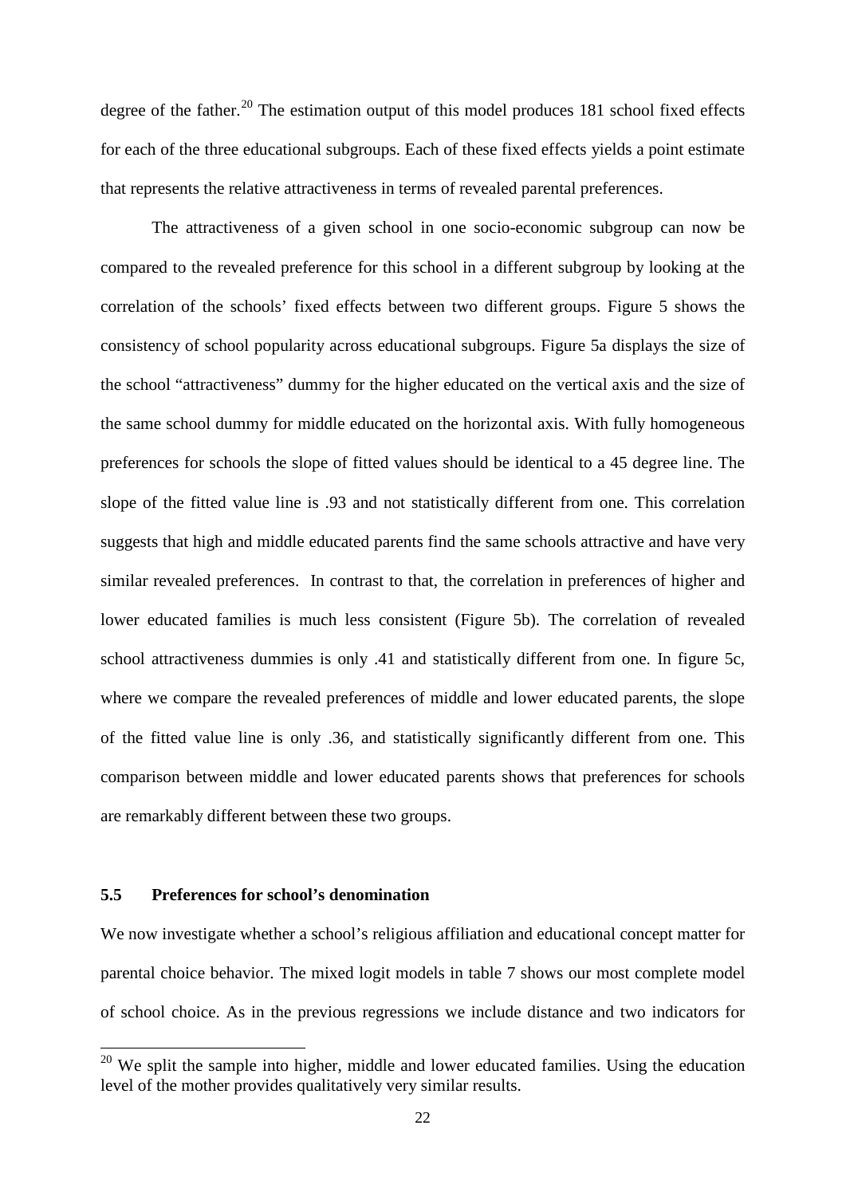degree of the father.[20] The estimation output of this model produces 181 school fixed effects for each of the three educational subgroups. Each of these fixed effects yields a point estimate that represents the relative attractiveness in terms of revealed parental preferences.

The attractiveness of a given school in one socio-economic subgroup can now be compared to the revealed preference for this school in a different subgroup by looking at the correlation of the schools' fixed effects between two different groups. Figure 5 shows the consistency of school popularity across educational subgroups. Figure 5a displays the size of the school "attractiveness" dummy for the higher educated on the vertical axis and the size of the same school dummy for middle educated on the horizontal axis. With fully homogeneous preferences for schools the slope of fitted values should be identical to a 45 degree line. The slope of the fitted value line is .93 and not statistically different from one. This correlation suggests that high and middle educated parents find the same schools attractive and have very similar revealed preferences. In contrast to that, the correlation in preferences of higher and lower educated families is much less consistent (Figure 5b). The correlation of revealed school attractiveness dummies is only .41 and statistically different from one. In figure 5c, where we compare the revealed preferences of middle and lower educated parents, the slope of the fitted value line is only .36, and statistically significantly different from one. This comparison between middle and lower educated parents shows that preferences for schools are remarkably different between these two groups.

### 5.5 Preferences for school's denomination

We now investigate whether a school's religious affiliation and educational concept matter for parental choice behavior. The mixed logit models in table 7 shows our most complete model of school choice. As in the previous regressions we include distance and two indicators for

[20] We split the sample into higher, middle and lower educated families. Using the education level of the mother provides qualitatively very similar results.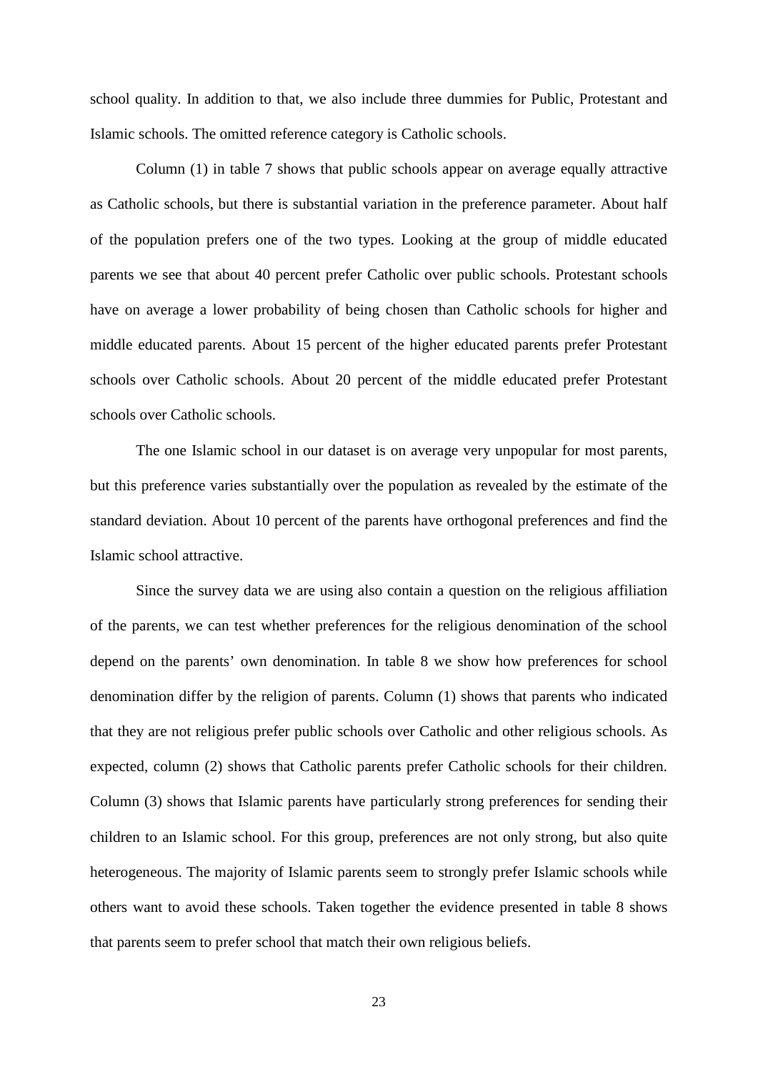school quality. In addition to that, we also include three dummies for Public, Protestant and Islamic schools. The omitted reference category is Catholic schools.

Column (1) in table 7 shows that public schools appear on average equally attractive as Catholic schools, but there is substantial variation in the preference parameter. About half of the population prefers one of the two types. Looking at the group of middle educated parents we see that about 40 percent prefer Catholic over public schools. Protestant schools have on average a lower probability of being chosen than Catholic schools for higher and middle educated parents. About 15 percent of the higher educated parents prefer Protestant schools over Catholic schools. About 20 percent of the middle educated prefer Protestant schools over Catholic schools.

The one Islamic school in our dataset is on average very unpopular for most parents, but this preference varies substantially over the population as revealed by the estimate of the standard deviation. About 10 percent of the parents have orthogonal preferences and find the Islamic school attractive.

Since the survey data we are using also contain a question on the religious affiliation of the parents, we can test whether preferences for the religious denomination of the school depend on the parents' own denomination. In table 8 we show how preferences for school denomination differ by the religion of parents. Column (1) shows that parents who indicated that they are not religious prefer public schools over Catholic and other religious schools. As expected, column (2) shows that Catholic parents prefer Catholic schools for their children. Column (3) shows that Islamic parents have particularly strong preferences for sending their children to an Islamic school. For this group, preferences are not only strong, but also quite heterogeneous. The majority of Islamic parents seem to strongly prefer Islamic schools while others want to avoid these schools. Taken together the evidence presented in table 8 shows that parents seem to prefer school that match their own religious beliefs.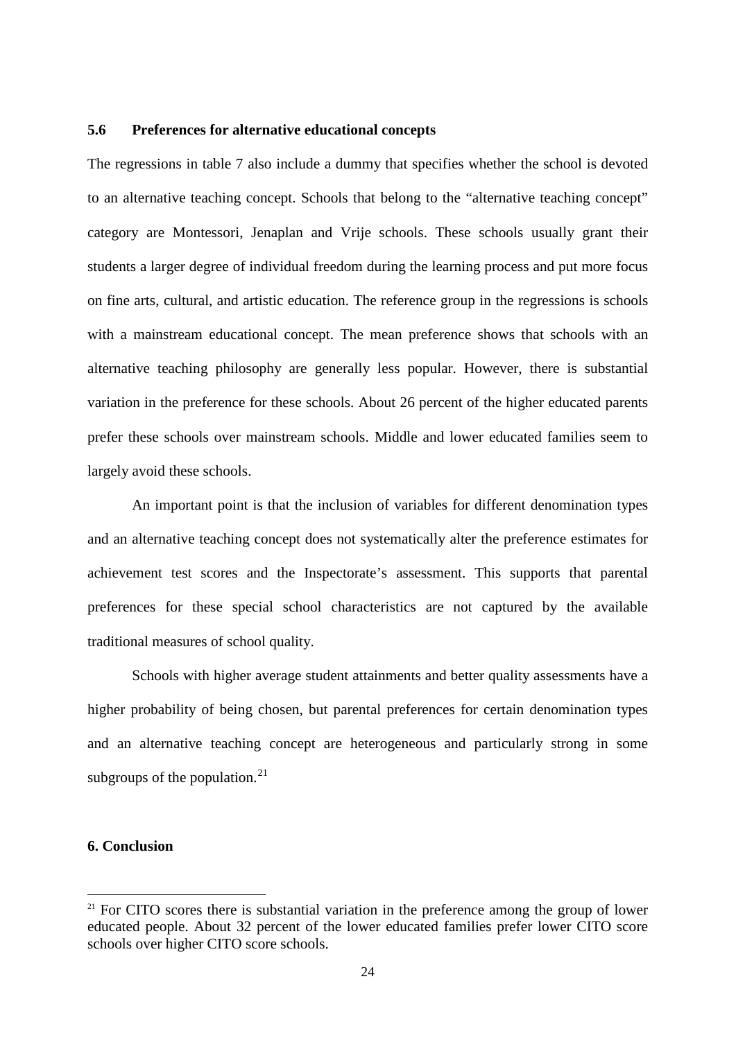### 5.6 Preferences for alternative educational concepts

The regressions in table 7 also include a dummy that specifies whether the school is devoted to an alternative teaching concept. Schools that belong to the "alternative teaching concept" category are Montessori, Jenaplan and Vrije schools. These schools usually grant their students a larger degree of individual freedom during the learning process and put more focus on fine arts, cultural, and artistic education. The reference group in the regressions is schools with a mainstream educational concept. The mean preference shows that schools with an alternative teaching philosophy are generally less popular. However, there is substantial variation in the preference for these schools. About 26 percent of the higher educated parents prefer these schools over mainstream schools. Middle and lower educated families seem to largely avoid these schools.

An important point is that the inclusion of variables for different denomination types and an alternative teaching concept does not systematically alter the preference estimates for achievement test scores and the Inspectorate's assessment. This supports that parental preferences for these special school characteristics are not captured by the available traditional measures of school quality.

Schools with higher average student attainments and better quality assessments have a higher probability of being chosen, but parental preferences for certain denomination types and an alternative teaching concept are heterogeneous and particularly strong in some subgroups of the population.[21]

## 6. Conclusion

[21] For CITO scores there is substantial variation in the preference among the group of lower educated people. About 32 percent of the lower educated families prefer lower CITO score schools over higher CITO score schools.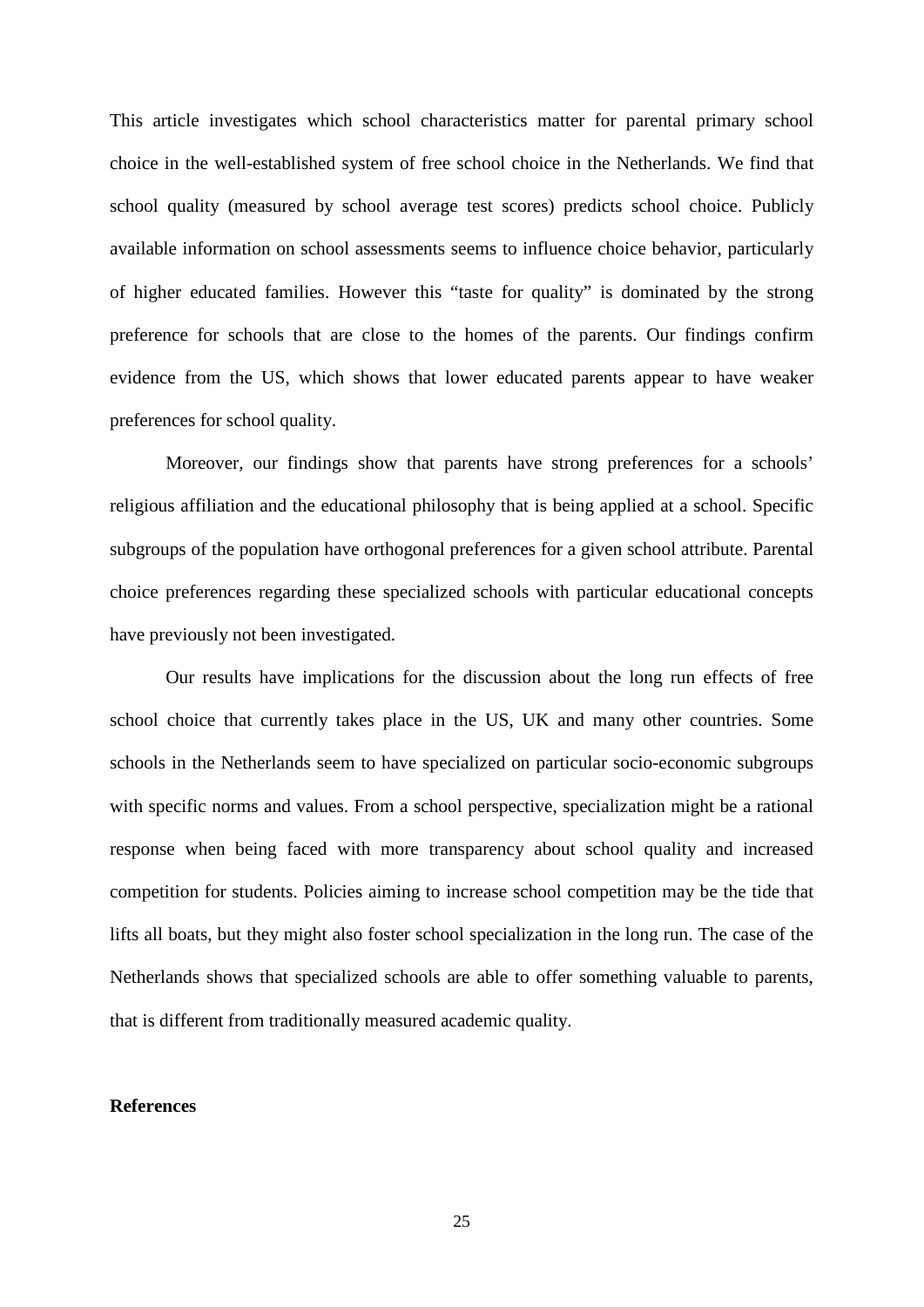This article investigates which school characteristics matter for parental primary school choice in the well-established system of free school choice in the Netherlands. We find that school quality (measured by school average test scores) predicts school choice. Publicly available information on school assessments seems to influence choice behavior, particularly of higher educated families. However this "taste for quality" is dominated by the strong preference for schools that are close to the homes of the parents. Our findings confirm evidence from the US, which shows that lower educated parents appear to have weaker preferences for school quality.

Moreover, our findings show that parents have strong preferences for a schools' religious affiliation and the educational philosophy that is being applied at a school. Specific subgroups of the population have orthogonal preferences for a given school attribute. Parental choice preferences regarding these specialized schools with particular educational concepts have previously not been investigated.

Our results have implications for the discussion about the long run effects of free school choice that currently takes place in the US, UK and many other countries. Some schools in the Netherlands seem to have specialized on particular socio-economic subgroups with specific norms and values. From a school perspective, specialization might be a rational response when being faced with more transparency about school quality and increased competition for students. Policies aiming to increase school competition may be the tide that lifts all boats, but they might also foster school specialization in the long run. The case of the Netherlands shows that specialized schools are able to offer something valuable to parents, that is different from traditionally measured academic quality.

**References**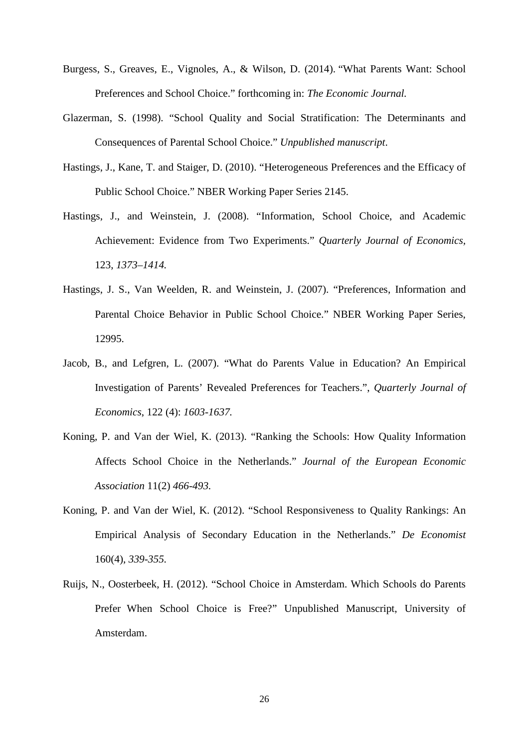Burgess, S., Greaves, E., Vignoles, A., & Wilson, D. (2014). "What Parents Want: School Preferences and School Choice." forthcoming in: *The Economic Journal.*

Glazerman, S. (1998). "School Quality and Social Stratification: The Determinants and Consequences of Parental School Choice." *Unpublished manuscript*.

Hastings, J., Kane, T. and Staiger, D. (2010). "Heterogeneous Preferences and the Efficacy of Public School Choice." NBER Working Paper Series 2145.

Hastings, J., and Weinstein, J. (2008). "Information, School Choice, and Academic Achievement: Evidence from Two Experiments." *Quarterly Journal of Economics*, 123, *1373–1414.*

Hastings, J. S., Van Weelden, R. and Weinstein, J. (2007). "Preferences, Information and Parental Choice Behavior in Public School Choice." NBER Working Paper Series, 12995.

Jacob, B., and Lefgren, L. (2007). "What do Parents Value in Education? An Empirical Investigation of Parents' Revealed Preferences for Teachers.", *Quarterly Journal of Economics*, 122 (4): *1603-1637.*

Koning, P. and Van der Wiel, K. (2013). "Ranking the Schools: How Quality Information Affects School Choice in the Netherlands." *Journal of the European Economic Association* 11(2) *466-493.*

Koning, P. and Van der Wiel, K. (2012). "School Responsiveness to Quality Rankings: An Empirical Analysis of Secondary Education in the Netherlands." *De Economist* 160(4), *339-355.*

Ruijs, N., Oosterbeek, H. (2012). "School Choice in Amsterdam. Which Schools do Parents Prefer When School Choice is Free?" Unpublished Manuscript, University of Amsterdam.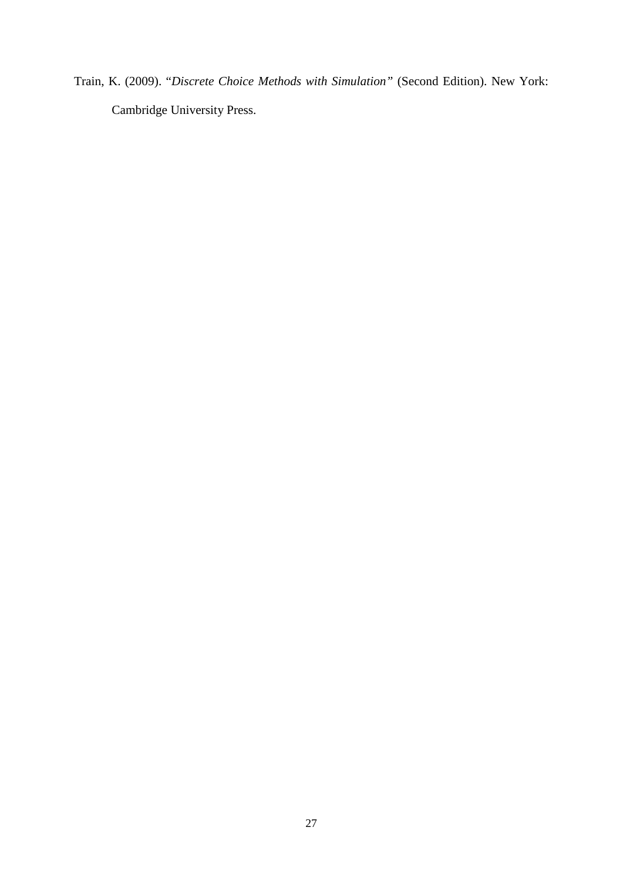Train, K. (2009). "*Discrete Choice Methods with Simulation"* (Second Edition). New York: Cambridge University Press.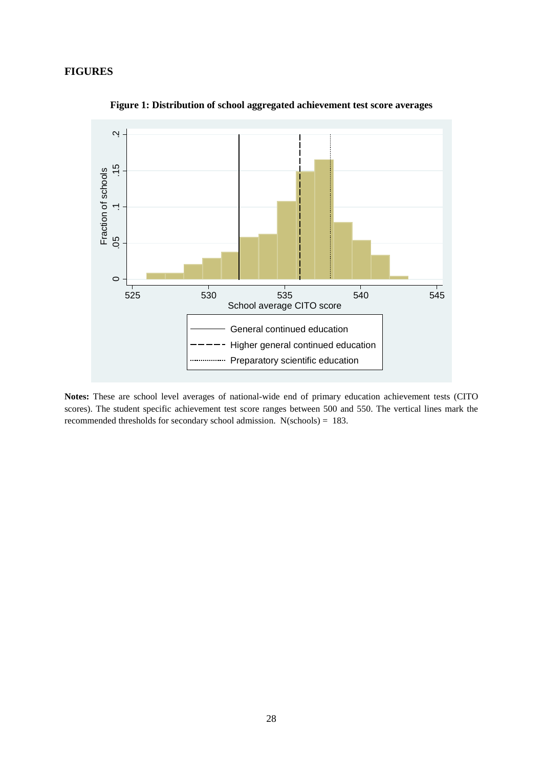# FIGURES

**Figure 1: Distribution of school aggregated achievement test score averages**

**Notes:** These are school level averages of national-wide end of primary education achievement tests (CITO scores). The student specific achievement test score ranges between 500 and 550. The vertical lines mark the recommended thresholds for secondary school admission. N(schools) = 183.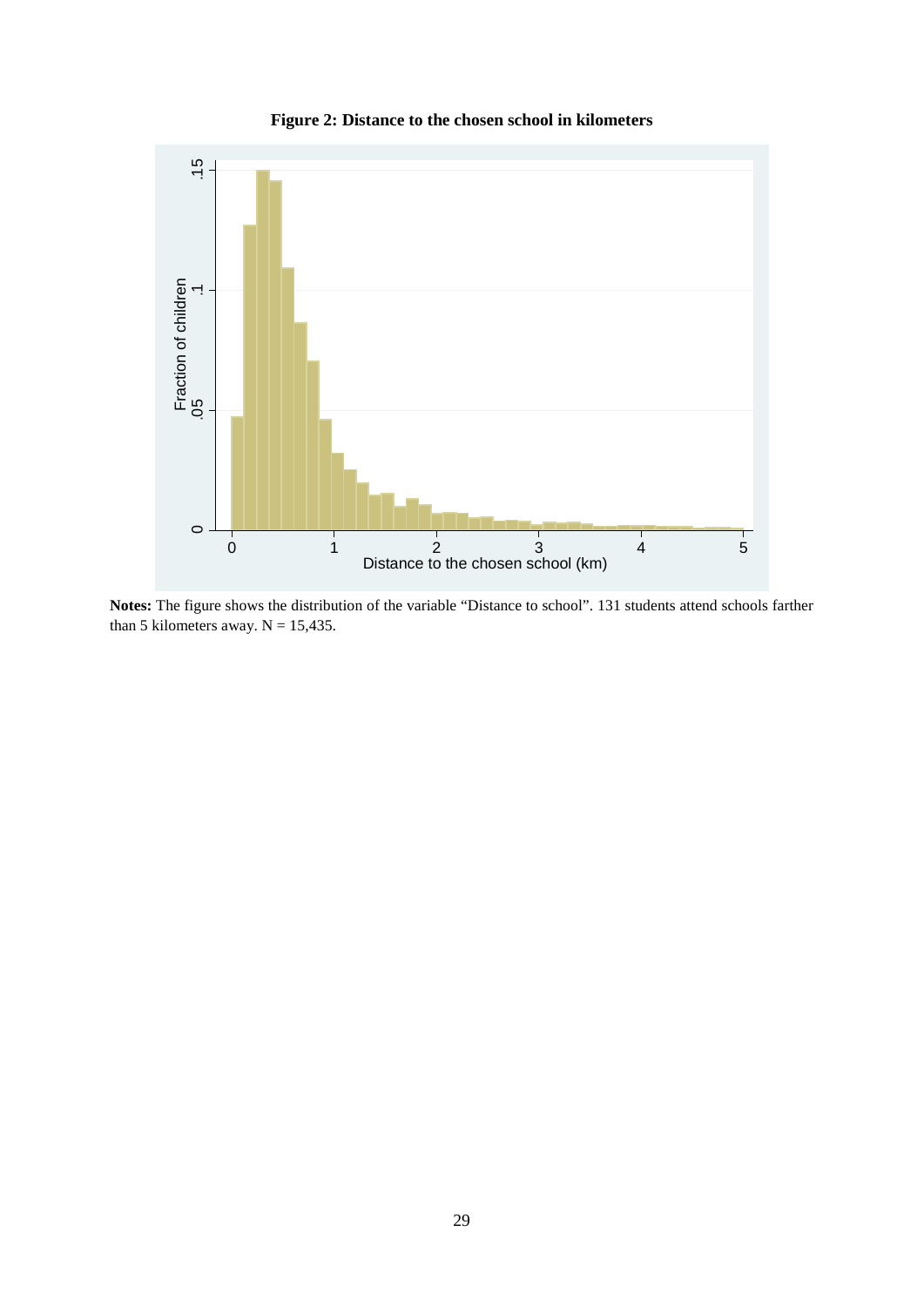**Figure 2: Distance to the chosen school in kilometers**

**Notes:** The figure shows the distribution of the variable "Distance to school". 131 students attend schools farther than 5 kilometers away. N = 15,435.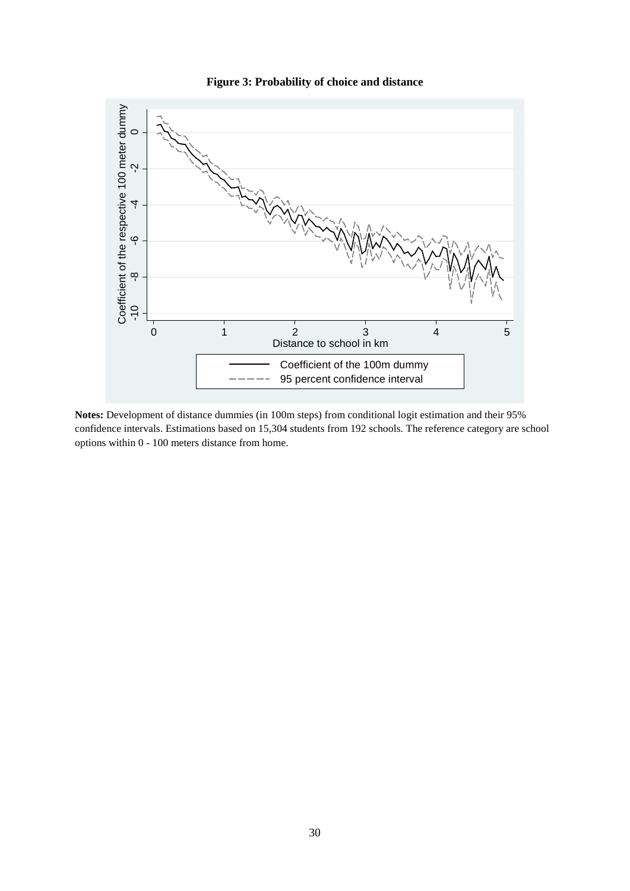**Figure 3: Probability of choice and distance**

**Notes:** Development of distance dummies (in 100m steps) from conditional logit estimation and their 95% confidence intervals. Estimations based on 15,304 students from 192 schools. The reference category are school options within 0 - 100 meters distance from home.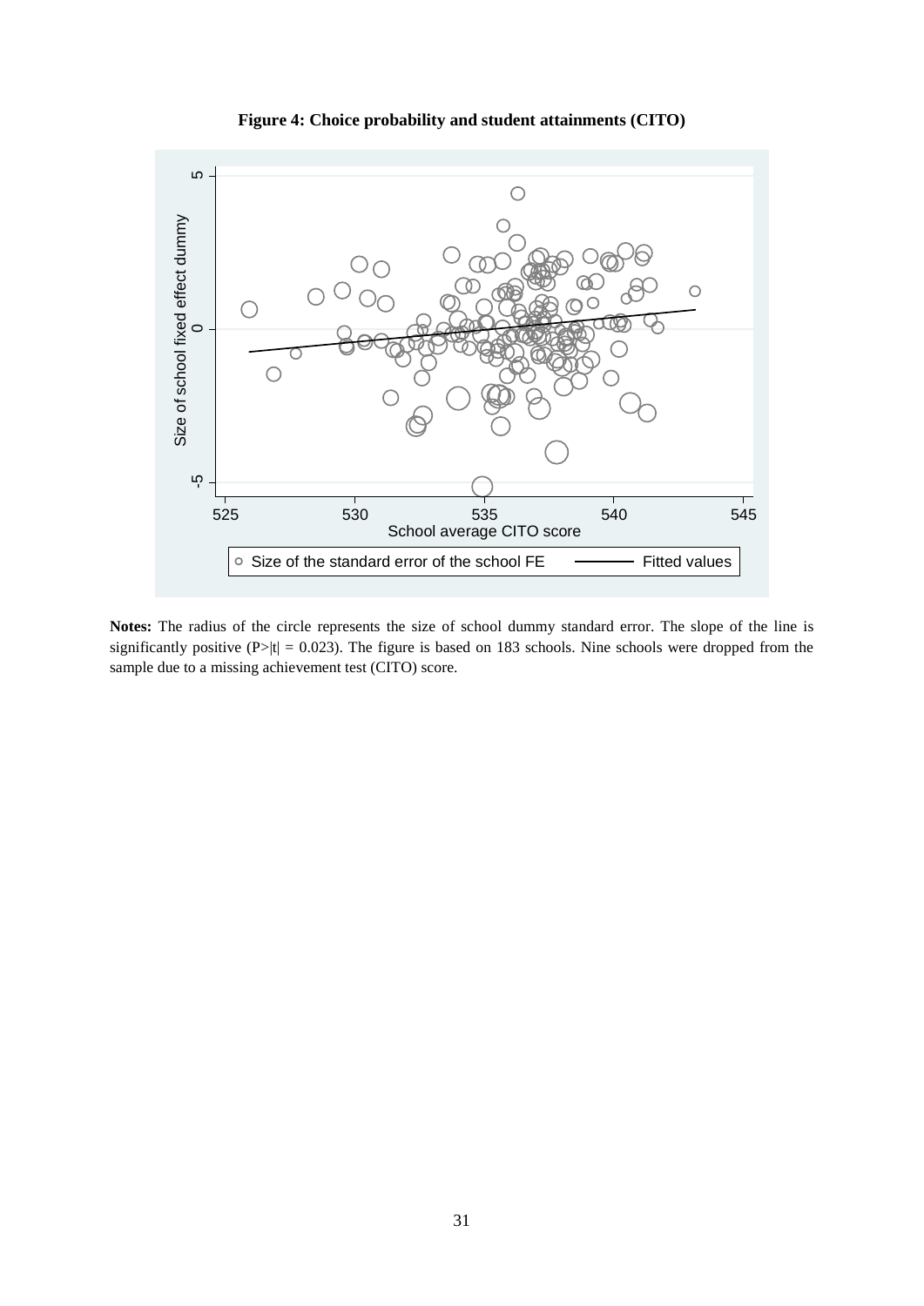**Figure 4: Choice probability and student attainments (CITO)**

**Notes:** The radius of the circle represents the size of school dummy standard error. The slope of the line is significantly positive (P>|t| = 0.023). The figure is based on 183 schools. Nine schools were dropped from the sample due to a missing achievement test (CITO) score.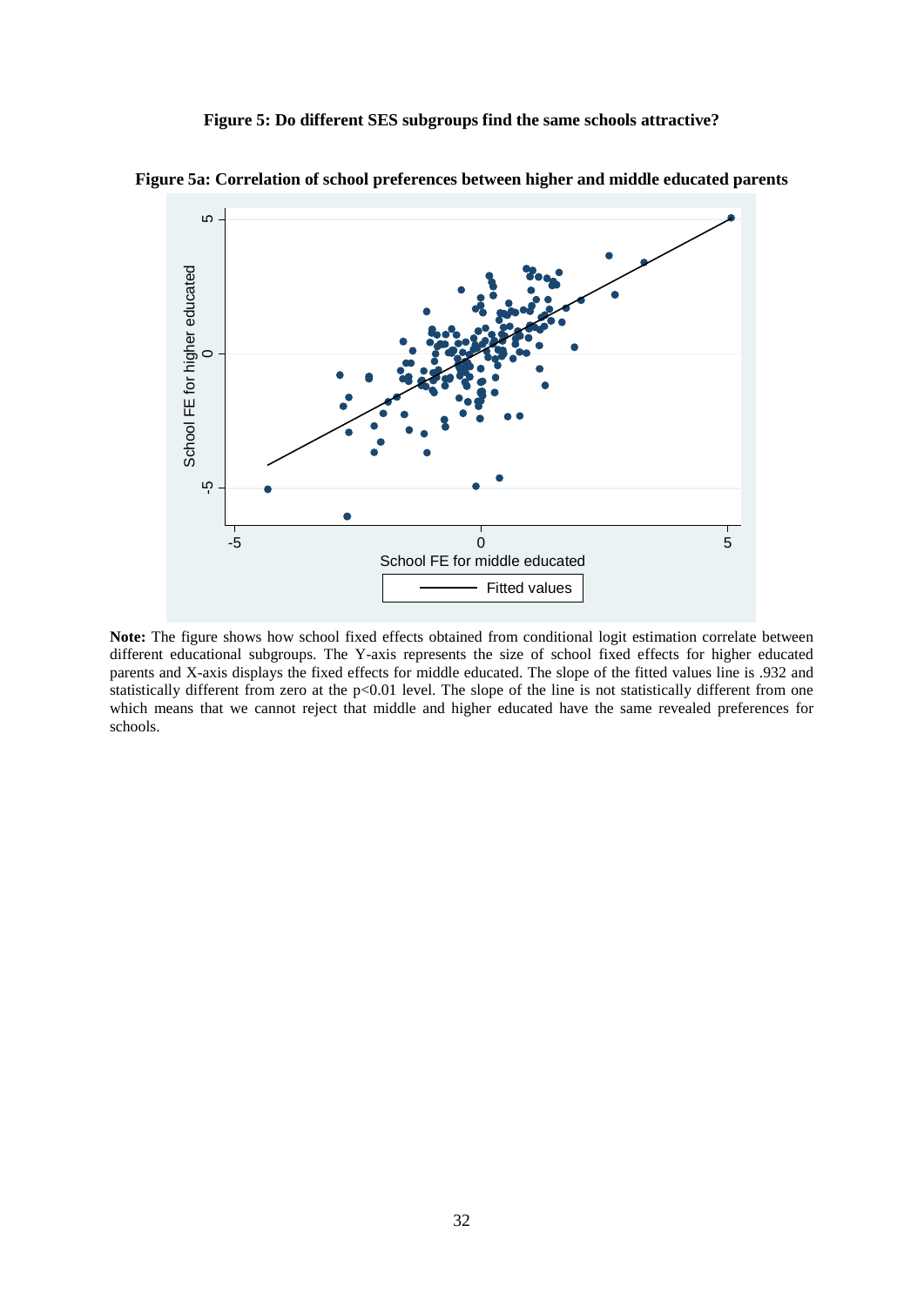**Figure 5: Do different SES subgroups find the same schools attractive?**

**Figure 5a: Correlation of school preferences between higher and middle educated parents**

**Note:** The figure shows how school fixed effects obtained from conditional logit estimation correlate between different educational subgroups. The Y-axis represents the size of school fixed effects for higher educated parents and X-axis displays the fixed effects for middle educated. The slope of the fitted values line is .932 and statistically different from zero at the $p<0.01$ level. The slope of the line is not statistically different from one which means that we cannot reject that middle and higher educated have the same revealed preferences for schools.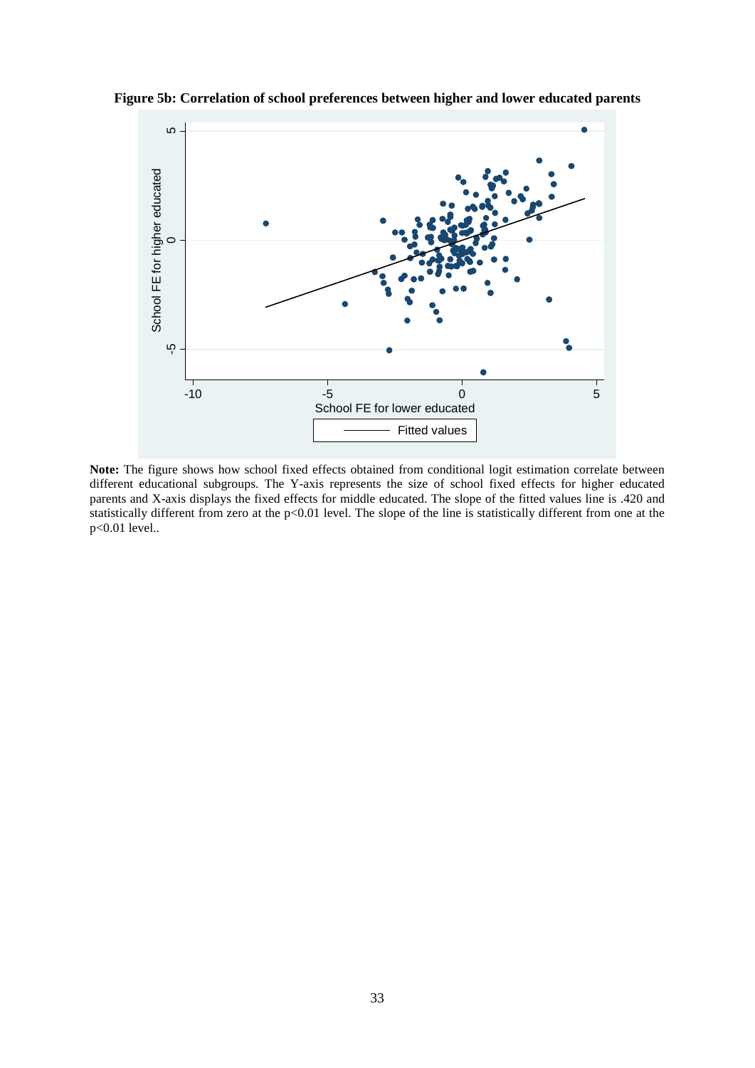**Figure 5b: Correlation of school preferences between higher and lower educated parents**

**Note:** The figure shows how school fixed effects obtained from conditional logit estimation correlate between different educational subgroups. The Y-axis represents the size of school fixed effects for higher educated parents and X-axis displays the fixed effects for middle educated. The slope of the fitted values line is .420 and statistically different from zero at the $p<0.01$ level. The slope of the line is statistically different from one at the $p<0.01$ level..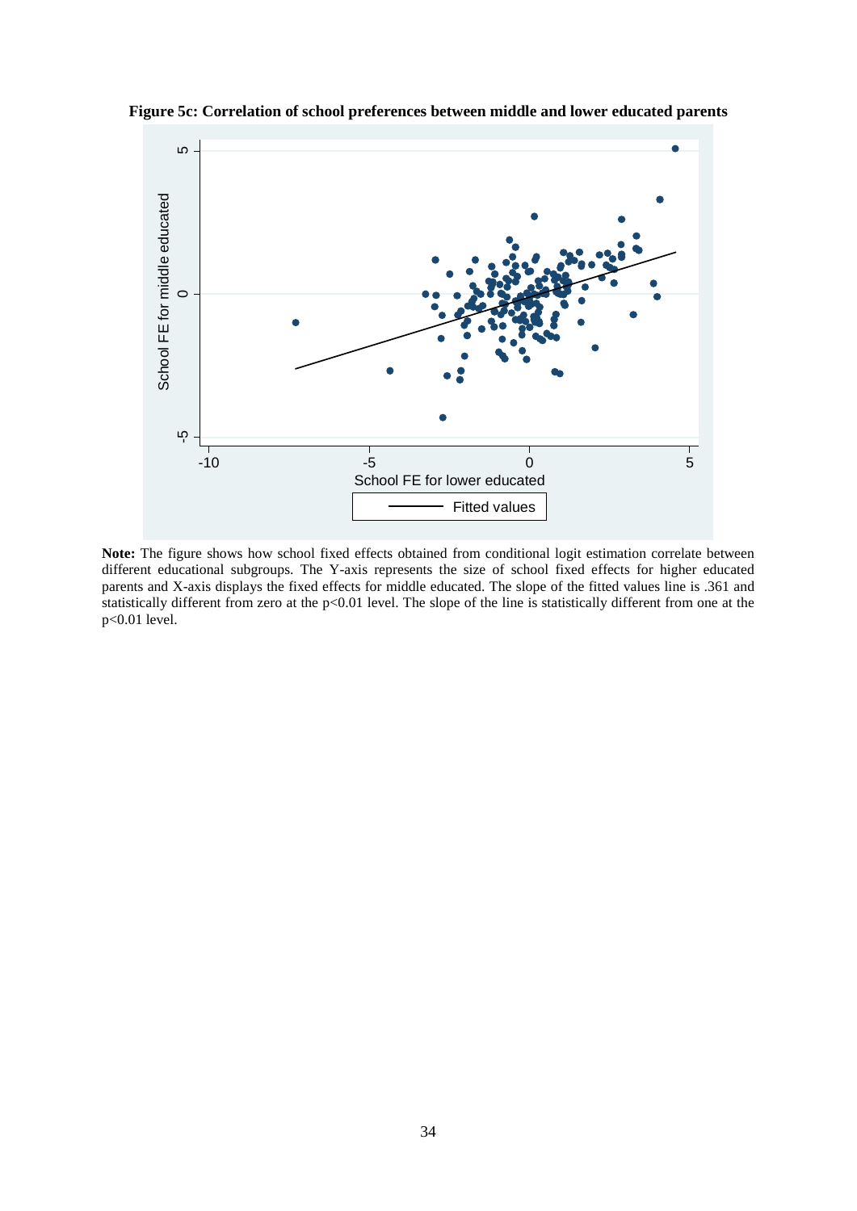**Figure 5c: Correlation of school preferences between middle and lower educated parents**

**Note:** The figure shows how school fixed effects obtained from conditional logit estimation correlate between different educational subgroups. The Y-axis represents the size of school fixed effects for higher educated parents and X-axis displays the fixed effects for middle educated. The slope of the fitted values line is .361 and statistically different from zero at the p<0.01 level. The slope of the line is statistically different from one at the p<0.01 level.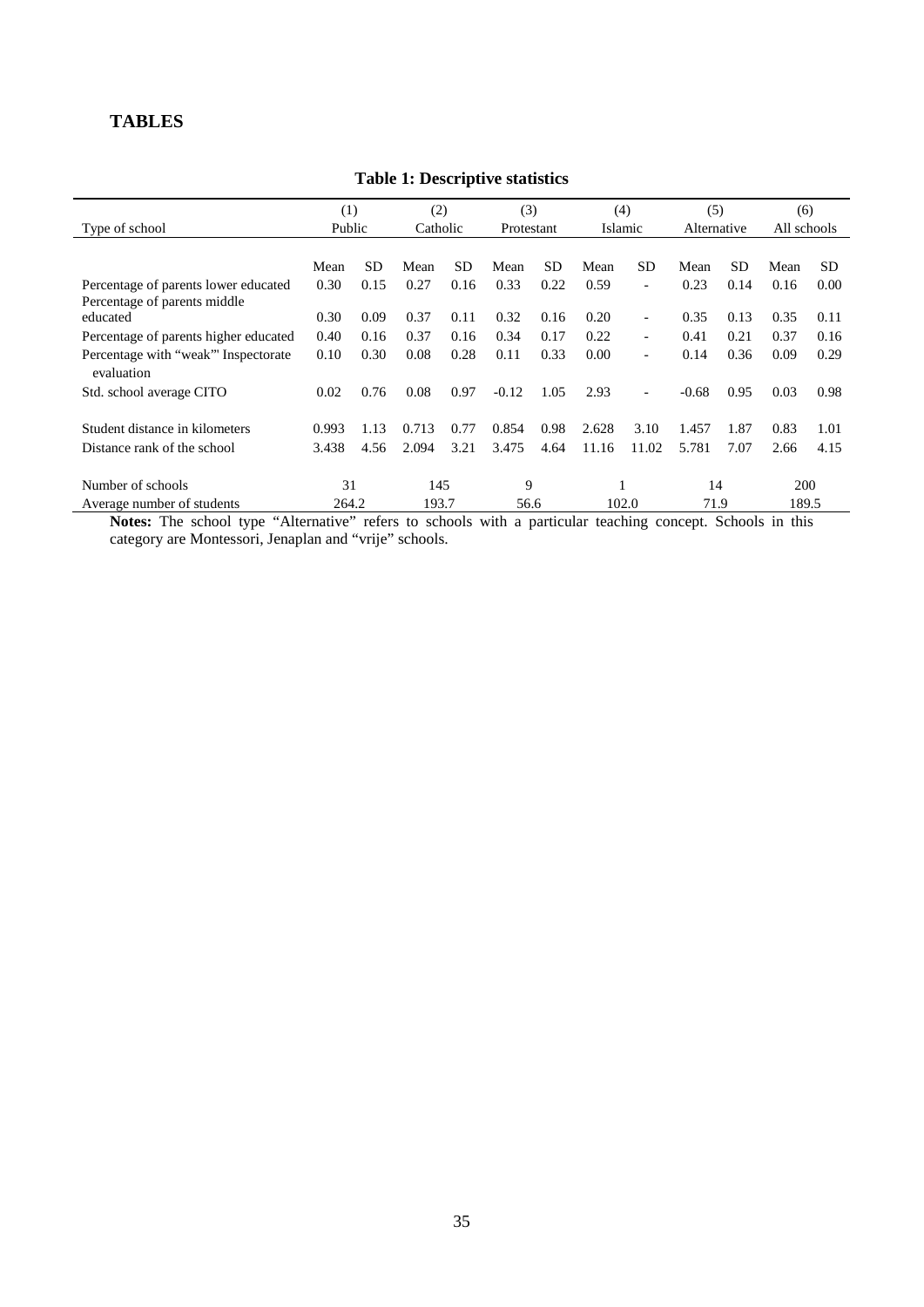# TABLES

**Table 1: Descriptive statistics**

| Type of school | (1) Public | | (2) Catholic | | (3) Protestant | | (4) Islamic | | (5) Alternative | | (6) All schools | |
|---|---|---|---|---|---|---|---|---|---|---|---|---|
| | Mean | SD | Mean | SD | Mean | SD | Mean | SD | Mean | SD | Mean | SD |
| Percentage of parents lower educated | 0.30 | 0.15 | 0.27 | 0.16 | 0.33 | 0.22 | 0.59 | - | 0.23 | 0.14 | 0.16 | 0.00 |
| Percentage of parents middle educated | 0.30 | 0.09 | 0.37 | 0.11 | 0.32 | 0.16 | 0.20 | - | 0.35 | 0.13 | 0.35 | 0.11 |
| Percentage of parents higher educated | 0.40 | 0.16 | 0.37 | 0.16 | 0.34 | 0.17 | 0.22 | - | 0.41 | 0.21 | 0.37 | 0.16 |
| Percentage with "weak"' Inspectorate evaluation | 0.10 | 0.30 | 0.08 | 0.28 | 0.11 | 0.33 | 0.00 | - | 0.14 | 0.36 | 0.09 | 0.29 |
| Std. school average CITO | 0.02 | 0.76 | 0.08 | 0.97 | -0.12 | 1.05 | 2.93 | - | -0.68 | 0.95 | 0.03 | 0.98 |
| Student distance in kilometers | 0.993 | 1.13 | 0.713 | 0.77 | 0.854 | 0.98 | 2.628 | 3.10 | 1.457 | 1.87 | 0.83 | 1.01 |
| Distance rank of the school | 3.438 | 4.56 | 2.094 | 3.21 | 3.475 | 4.64 | 11.16 | 11.02 | 5.781 | 7.07 | 2.66 | 4.15 |
| Number of schools | 31 | | 145 | | 9 | | 1 | | 14 | | 200 | |
| Average number of students | 264.2 | | 193.7 | | 56.6 | | 102.0 | | 71.9 | | 189.5 | |

**Notes:** The school type "Alternative" refers to schools with a particular teaching concept. Schools in this category are Montessori, Jenaplan and "vrije" schools.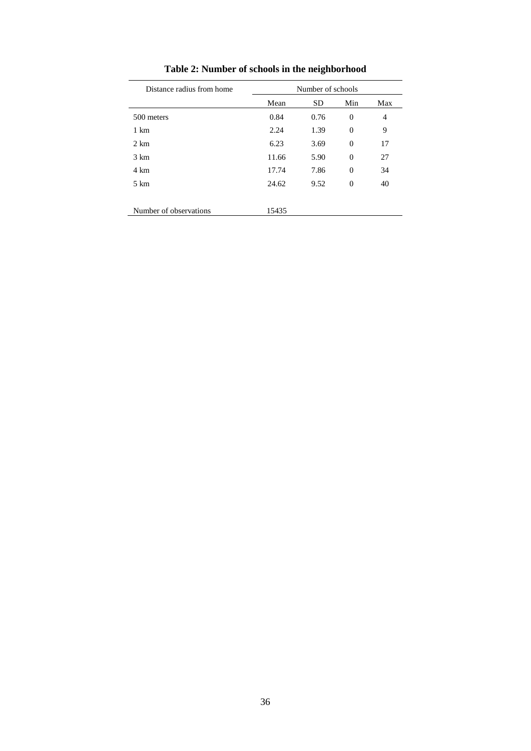**Table 2: Number of schools in the neighborhood**

| Distance radius from home | Number of schools | | | |
|---|---|---|---|---|
| | Mean | SD | Min | Max |
| 500 meters | 0.84 | 0.76 | 0 | 4 |
| 1 km | 2.24 | 1.39 | 0 | 9 |
| 2 km | 6.23 | 3.69 | 0 | 17 |
| 3 km | 11.66 | 5.90 | 0 | 27 |
| 4 km | 17.74 | 7.86 | 0 | 34 |
| 5 km | 24.62 | 9.52 | 0 | 40 |
| | | | | |
| Number of observations | 15435 | | | |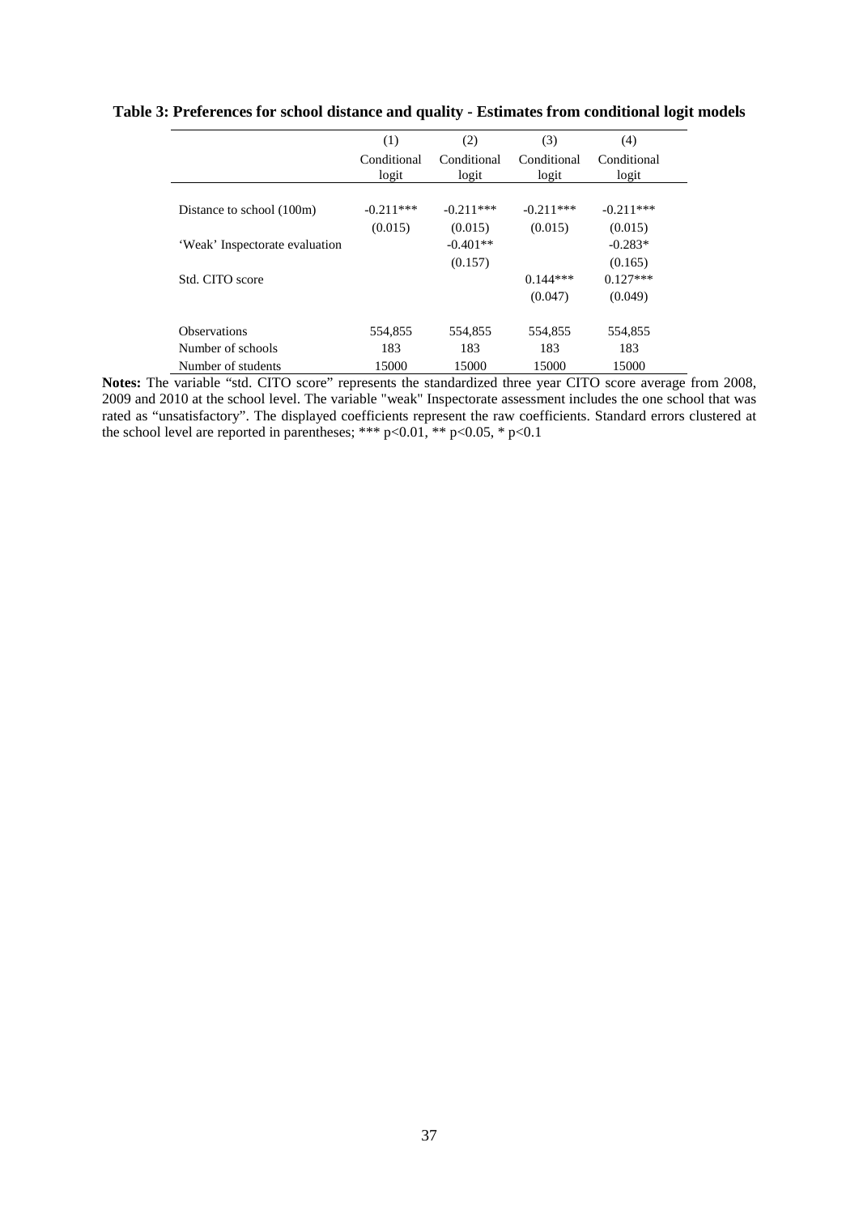**Table 3: Preferences for school distance and quality - Estimates from conditional logit models**

| | (1) | (2) | (3) | (4) |
|---|---|---|---|---|
| | Conditional logit | Conditional logit | Conditional logit | Conditional logit |
| Distance to school (100m) | -0.211*** | -0.211*** | -0.211*** | -0.211*** |
| | (0.015) | (0.015) | (0.015) | (0.015) |
| 'Weak' Inspectorate evaluation | | -0.401** | | -0.283* |
| | | (0.157) | | (0.165) |
| Std. CITO score | | | 0.144*** | 0.127*** |
| | | | (0.047) | (0.049) |
| Observations | 554,855 | 554,855 | 554,855 | 554,855 |
| Number of schools | 183 | 183 | 183 | 183 |
| Number of students | 15000 | 15000 | 15000 | 15000 |

**Notes:** The variable "std. CITO score" represents the standardized three year CITO score average from 2008, 2009 and 2010 at the school level. The variable "weak" Inspectorate assessment includes the one school that was rated as "unsatisfactory". The displayed coefficients represent the raw coefficients. Standard errors clustered at the school level are reported in parentheses; *** $p<0.01$, ** $p<0.05$, * $p<0.1$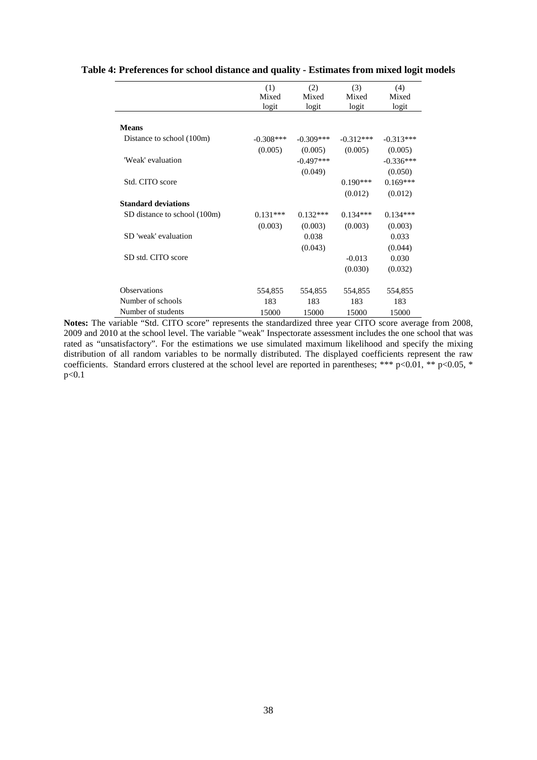**Table 4: Preferences for school distance and quality - Estimates from mixed logit models**

| | (1) Mixed logit | (2) Mixed logit | (3) Mixed logit | (4) Mixed logit |
|---|---|---|---|---|
| **Means** | | | | |
| Distance to school (100m) | -0.308*** | -0.309*** | -0.312*** | -0.313*** |
| | (0.005) | (0.005) | (0.005) | (0.005) |
| 'Weak' evaluation | | -0.497*** | | -0.336*** |
| | | (0.049) | | (0.050) |
| Std. CITO score | | | 0.190*** | 0.169*** |
| | | | (0.012) | (0.012) |
| **Standard deviations** | | | | |
| SD distance to school (100m) | 0.131*** | 0.132*** | 0.134*** | 0.134*** |
| | (0.003) | (0.003) | (0.003) | (0.003) |
| SD 'weak' evaluation | | 0.038 | | 0.033 |
| | | (0.043) | | (0.044) |
| SD std. CITO score | | | -0.013 | 0.030 |
| | | | (0.030) | (0.032) |
| Observations | 554,855 | 554,855 | 554,855 | 554,855 |
| Number of schools | 183 | 183 | 183 | 183 |
| Number of students | 15000 | 15000 | 15000 | 15000 |

**Notes:** The variable "Std. CITO score" represents the standardized three year CITO score average from 2008, 2009 and 2010 at the school level. The variable "weak" Inspectorate assessment includes the one school that was rated as "unsatisfactory". For the estimations we use simulated maximum likelihood and specify the mixing distribution of all random variables to be normally distributed. The displayed coefficients represent the raw coefficients. Standard errors clustered at the school level are reported in parentheses; *** $p<0.01$, ** $p<0.05$, * $p<0.1$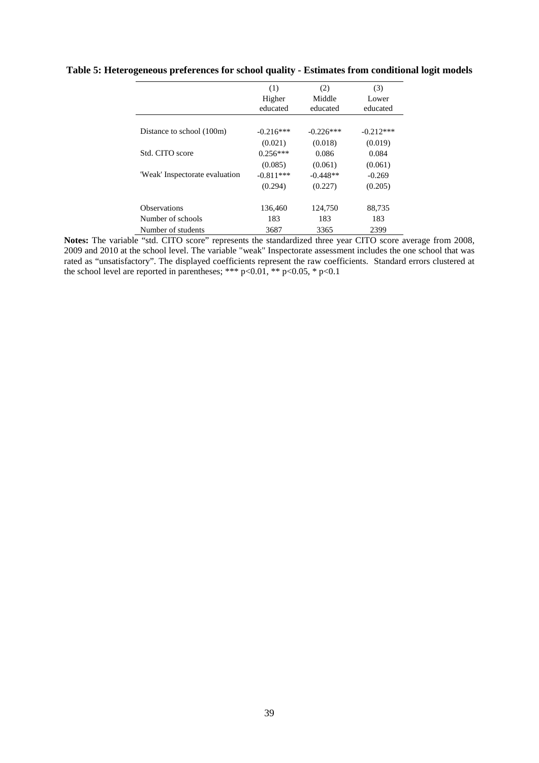**Table 5: Heterogeneous preferences for school quality - Estimates from conditional logit models**

| | (1) Higher educated | (2) Middle educated | (3) Lower educated |
|---|---|---|---|
| Distance to school (100m) | -0.216*** | -0.226*** | -0.212*** |
| | (0.021) | (0.018) | (0.019) |
| Std. CITO score | 0.256*** | 0.086 | 0.084 |
| | (0.085) | (0.061) | (0.061) |
| 'Weak' Inspectorate evaluation | -0.811*** | -0.448** | -0.269 |
| | (0.294) | (0.227) | (0.205) |
| Observations | 136,460 | 124,750 | 88,735 |
| Number of schools | 183 | 183 | 183 |
| Number of students | 3687 | 3365 | 2399 |

**Notes:** The variable "std. CITO score" represents the standardized three year CITO score average from 2008, 2009 and 2010 at the school level. The variable "weak" Inspectorate assessment includes the one school that was rated as "unsatisfactory". The displayed coefficients represent the raw coefficients. Standard errors clustered at the school level are reported in parentheses; *** $p<0.01$, ** $p<0.05$, * $p<0.1$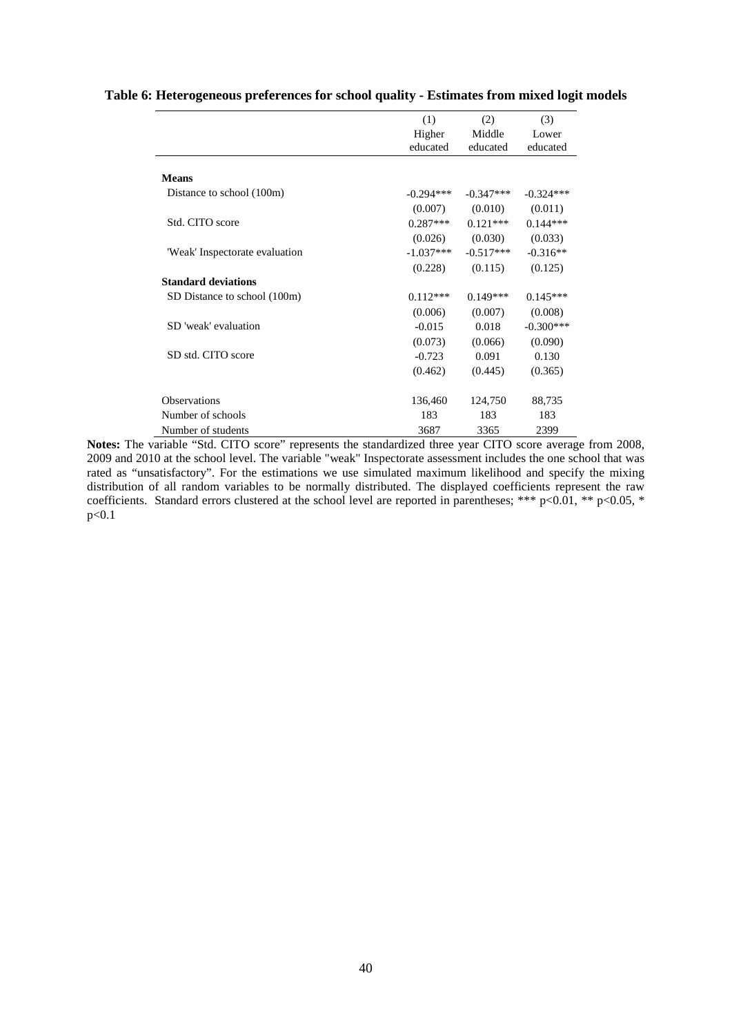**Table 6: Heterogeneous preferences for school quality - Estimates from mixed logit models**

| | (1) | (2) | (3) |
|---|---|---|---|
| | Higher educated | Middle educated | Lower educated |
| **Means** | | | |
| Distance to school (100m) | -0.294*** | -0.347*** | -0.324*** |
| | (0.007) | (0.010) | (0.011) |
| Std. CITO score | 0.287*** | 0.121*** | 0.144*** |
| | (0.026) | (0.030) | (0.033) |
| 'Weak' Inspectorate evaluation | -1.037*** | -0.517*** | -0.316** |
| | (0.228) | (0.115) | (0.125) |
| **Standard deviations** | | | |
| SD Distance to school (100m) | 0.112*** | 0.149*** | 0.145*** |
| | (0.006) | (0.007) | (0.008) |
| SD 'weak' evaluation | -0.015 | 0.018 | -0.300*** |
| | (0.073) | (0.066) | (0.090) |
| SD std. CITO score | -0.723 | 0.091 | 0.130 |
| | (0.462) | (0.445) | (0.365) |
| Observations | 136,460 | 124,750 | 88,735 |
| Number of schools | 183 | 183 | 183 |
| Number of students | 3687 | 3365 | 2399 |

**Notes:** The variable "Std. CITO score" represents the standardized three year CITO score average from 2008, 2009 and 2010 at the school level. The variable "weak" Inspectorate assessment includes the one school that was rated as "unsatisfactory". For the estimations we use simulated maximum likelihood and specify the mixing distribution of all random variables to be normally distributed. The displayed coefficients represent the raw coefficients. Standard errors clustered at the school level are reported in parentheses; *** $p<0.01$, ** $p<0.05$, * $p<0.1$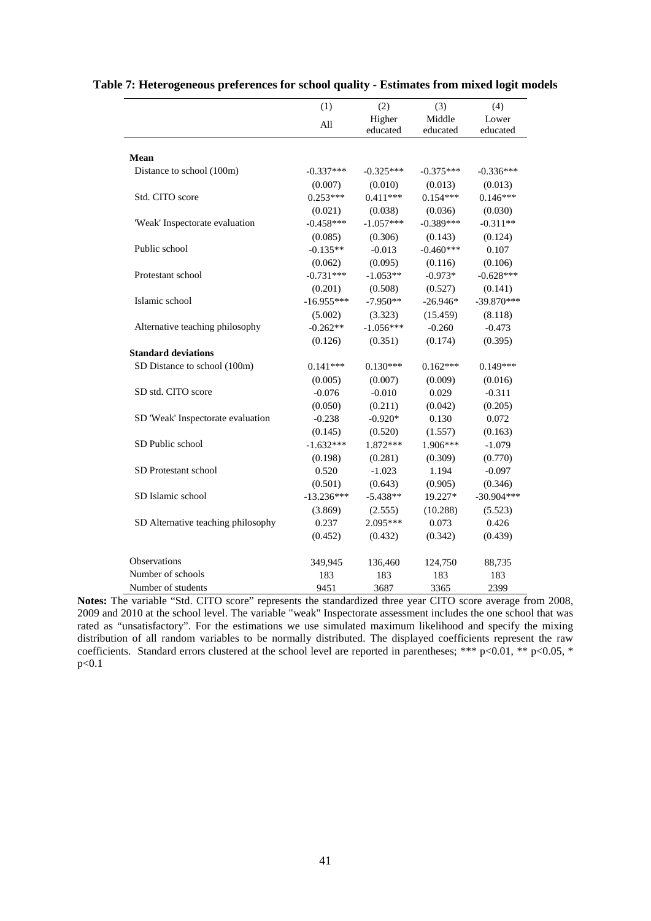**Table 7: Heterogeneous preferences for school quality - Estimates from mixed logit models**

| | (1) | (2) | (3) | (4) |
|---|---|---|---|---|
| | All | Higher educated | Middle educated | Lower educated |
| **Mean** | | | | |
| Distance to school (100m) | -0.337*** | -0.325*** | -0.375*** | -0.336*** |
| | (0.007) | (0.010) | (0.013) | (0.013) |
| Std. CITO score | 0.253*** | 0.411*** | 0.154*** | 0.146*** |
| | (0.021) | (0.038) | (0.036) | (0.030) |
| 'Weak' Inspectorate evaluation | -0.458*** | -1.057*** | -0.389*** | -0.311** |
| | (0.085) | (0.306) | (0.143) | (0.124) |
| Public school | -0.135** | -0.013 | -0.460*** | 0.107 |
| | (0.062) | (0.095) | (0.116) | (0.106) |
| Protestant school | -0.731*** | -1.053** | -0.973* | -0.628*** |
| | (0.201) | (0.508) | (0.527) | (0.141) |
| Islamic school | -16.955*** | -7.950** | -26.946* | -39.870*** |
| | (5.002) | (3.323) | (15.459) | (8.118) |
| Alternative teaching philosophy | -0.262** | -1.056*** | -0.260 | -0.473 |
| | (0.126) | (0.351) | (0.174) | (0.395) |
| **Standard deviations** | | | | |
| SD Distance to school (100m) | 0.141*** | 0.130*** | 0.162*** | 0.149*** |
| | (0.005) | (0.007) | (0.009) | (0.016) |
| SD std. CITO score | -0.076 | -0.010 | 0.029 | -0.311 |
| | (0.050) | (0.211) | (0.042) | (0.205) |
| SD 'Weak' Inspectorate evaluation | -0.238 | -0.920* | 0.130 | 0.072 |
| | (0.145) | (0.520) | (1.557) | (0.163) |
| SD Public school | -1.632*** | 1.872*** | 1.906*** | -1.079 |
| | (0.198) | (0.281) | (0.309) | (0.770) |
| SD Protestant school | 0.520 | -1.023 | 1.194 | -0.097 |
| | (0.501) | (0.643) | (0.905) | (0.346) |
| SD Islamic school | -13.236*** | -5.438** | 19.227* | -30.904*** |
| | (3.869) | (2.555) | (10.288) | (5.523) |
| SD Alternative teaching philosophy | 0.237 | 2.095*** | 0.073 | 0.426 |
| | (0.452) | (0.432) | (0.342) | (0.439) |
| Observations | 349,945 | 136,460 | 124,750 | 88,735 |
| Number of schools | 183 | 183 | 183 | 183 |
| Number of students | 9451 | 3687 | 3365 | 2399 |

**Notes:** The variable "Std. CITO score" represents the standardized three year CITO score average from 2008, 2009 and 2010 at the school level. The variable "weak" Inspectorate assessment includes the one school that was rated as "unsatisfactory". For the estimations we use simulated maximum likelihood and specify the mixing distribution of all random variables to be normally distributed. The displayed coefficients represent the raw coefficients. Standard errors clustered at the school level are reported in parentheses; *** $p<0.01$, ** $p<0.05$, * $p<0.1$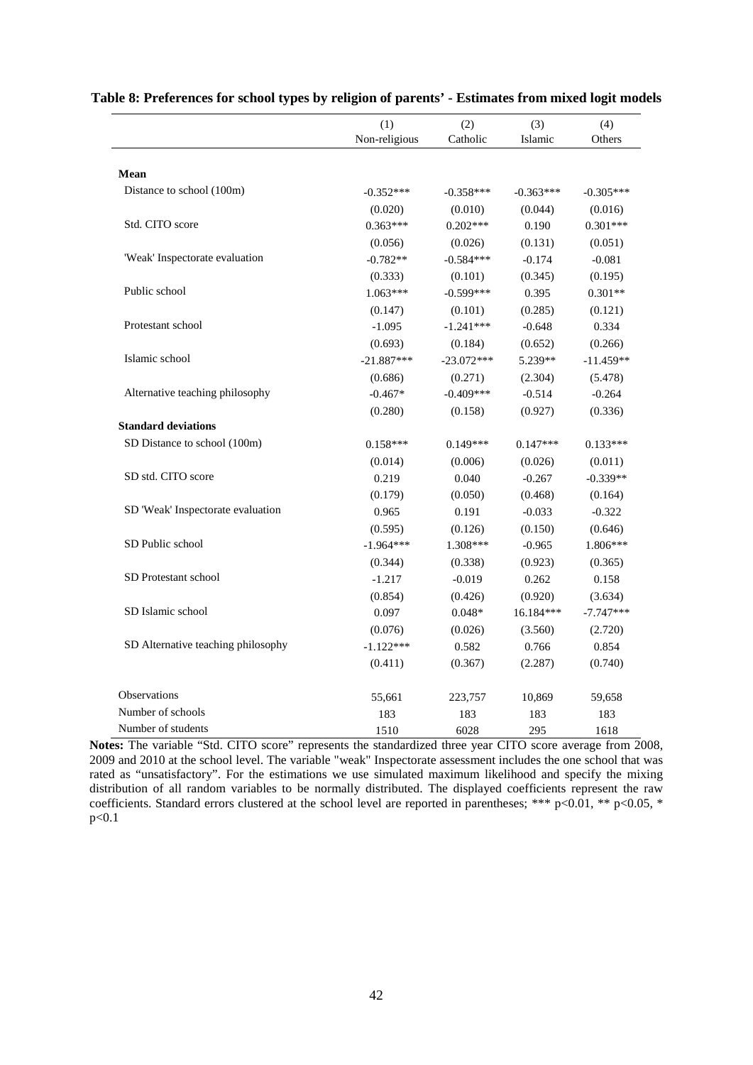**Table 8: Preferences for school types by religion of parents' - Estimates from mixed logit models**

| | (1) Non-religious | (2) Catholic | (3) Islamic | (4) Others |
|---|---|---|---|---|
| **Mean** | | | | |
| Distance to school (100m) | -0.352*** | -0.358*** | -0.363*** | -0.305*** |
| | (0.020) | (0.010) | (0.044) | (0.016) |
| Std. CITO score | 0.363*** | 0.202*** | 0.190 | 0.301*** |
| | (0.056) | (0.026) | (0.131) | (0.051) |
| 'Weak' Inspectorate evaluation | -0.782** | -0.584*** | -0.174 | -0.081 |
| | (0.333) | (0.101) | (0.345) | (0.195) |
| Public school | 1.063*** | -0.599*** | 0.395 | 0.301** |
| | (0.147) | (0.101) | (0.285) | (0.121) |
| Protestant school | -1.095 | -1.241*** | -0.648 | 0.334 |
| | (0.693) | (0.184) | (0.652) | (0.266) |
| Islamic school | -21.887*** | -23.072*** | 5.239** | -11.459** |
| | (0.686) | (0.271) | (2.304) | (5.478) |
| Alternative teaching philosophy | -0.467* | -0.409*** | -0.514 | -0.264 |
| | (0.280) | (0.158) | (0.927) | (0.336) |
| **Standard deviations** | | | | |
| SD Distance to school (100m) | 0.158*** | 0.149*** | 0.147*** | 0.133*** |
| | (0.014) | (0.006) | (0.026) | (0.011) |
| SD std. CITO score | 0.219 | 0.040 | -0.267 | -0.339** |
| | (0.179) | (0.050) | (0.468) | (0.164) |
| SD 'Weak' Inspectorate evaluation | 0.965 | 0.191 | -0.033 | -0.322 |
| | (0.595) | (0.126) | (0.150) | (0.646) |
| SD Public school | -1.964*** | 1.308*** | -0.965 | 1.806*** |
| | (0.344) | (0.338) | (0.923) | (0.365) |
| SD Protestant school | -1.217 | -0.019 | 0.262 | 0.158 |
| | (0.854) | (0.426) | (0.920) | (3.634) |
| SD Islamic school | 0.097 | 0.048* | 16.184*** | -7.747*** |
| | (0.076) | (0.026) | (3.560) | (2.720) |
| SD Alternative teaching philosophy | -1.122*** | 0.582 | 0.766 | 0.854 |
| | (0.411) | (0.367) | (2.287) | (0.740) |
| Observations | 55,661 | 223,757 | 10,869 | 59,658 |
| Number of schools | 183 | 183 | 183 | 183 |
| Number of students | 1510 | 6028 | 295 | 1618 |

**Notes:** The variable "Std. CITO score" represents the standardized three year CITO score average from 2008, 2009 and 2010 at the school level. The variable "weak" Inspectorate assessment includes the one school that was rated as "unsatisfactory". For the estimations we use simulated maximum likelihood and specify the mixing distribution of all random variables to be normally distributed. The displayed coefficients represent the raw coefficients. Standard errors clustered at the school level are reported in parentheses; *** $p<0.01$, ** $p<0.05$, * $p<0.1$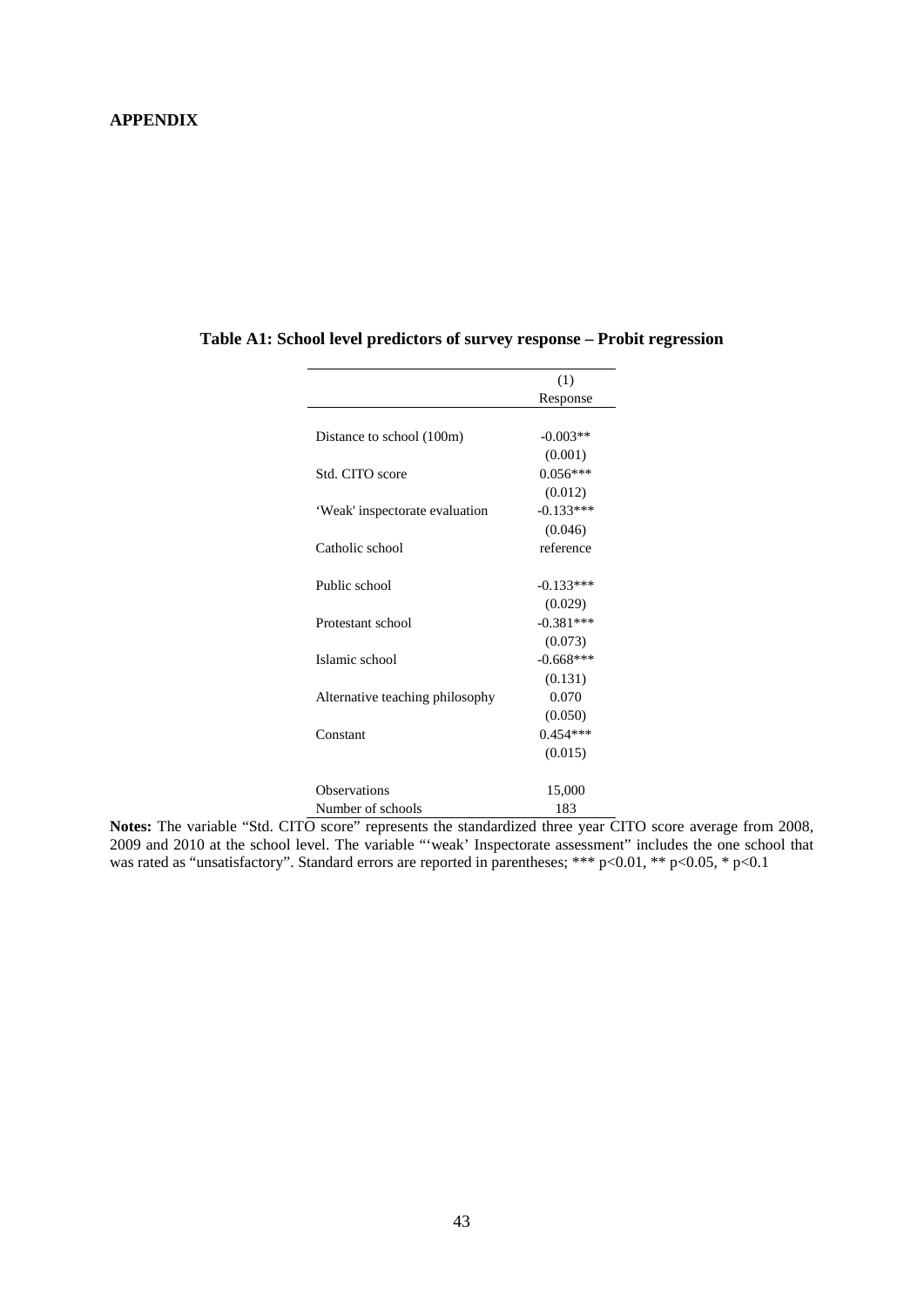**APPENDIX**

**Table A1: School level predictors of survey response – Probit regression**

| | (1) |
|---|---|
| | Response |
| Distance to school (100m) | -0.003** |
| | (0.001) |
| Std. CITO score | 0.056*** |
| | (0.012) |
| 'Weak' inspectorate evaluation | -0.133*** |
| | (0.046) |
| Catholic school | reference |
| Public school | -0.133*** |
| | (0.029) |
| Protestant school | -0.381*** |
| | (0.073) |
| Islamic school | -0.668*** |
| | (0.131) |
| Alternative teaching philosophy | 0.070 |
| | (0.050) |
| Constant | 0.454*** |
| | (0.015) |
| Observations | 15,000 |
| Number of schools | 183 |

**Notes:** The variable "Std. CITO score" represents the standardized three year CITO score average from 2008, 2009 and 2010 at the school level. The variable "'weak' Inspectorate assessment" includes the one school that was rated as "unsatisfactory". Standard errors are reported in parentheses; *** p<0.01, ** p<0.05, * p<0.1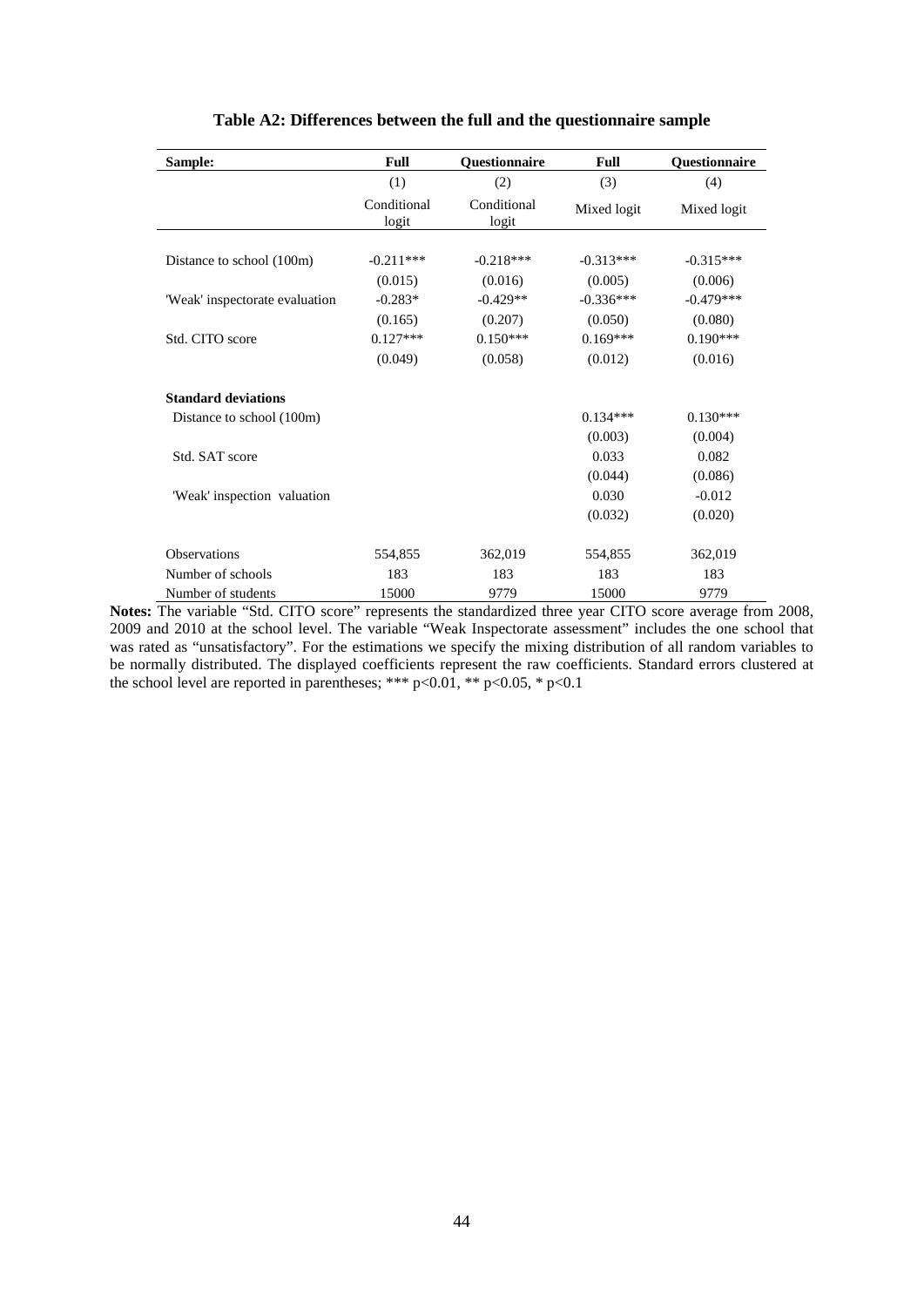**Table A2: Differences between the full and the questionnaire sample**

| Sample: | Full | Questionnaire | Full | Questionnaire |
|---|---|---|---|---|
| | (1) | (2) | (3) | (4) |
| | Conditional logit | Conditional logit | Mixed logit | Mixed logit |
| Distance to school (100m) | -0.211*** | -0.218*** | -0.313*** | -0.315*** |
| | (0.015) | (0.016) | (0.005) | (0.006) |
| 'Weak' inspectorate evaluation | -0.283* | -0.429** | -0.336*** | -0.479*** |
| | (0.165) | (0.207) | (0.050) | (0.080) |
| Std. CITO score | 0.127*** | 0.150*** | 0.169*** | 0.190*** |
| | (0.049) | (0.058) | (0.012) | (0.016) |
| **Standard deviations** | | | | |
| Distance to school (100m) | | | 0.134*** | 0.130*** |
| | | | (0.003) | (0.004) |
| Std. SAT score | | | 0.033 | 0.082 |
| | | | (0.044) | (0.086) |
| 'Weak' inspection valuation | | | 0.030 | -0.012 |
| | | | (0.032) | (0.020) |
| Observations | 554,855 | 362,019 | 554,855 | 362,019 |
| Number of schools | 183 | 183 | 183 | 183 |
| Number of students | 15000 | 9779 | 15000 | 9779 |

**Notes:** The variable "Std. CITO score" represents the standardized three year CITO score average from 2008, 2009 and 2010 at the school level. The variable "Weak Inspectorate assessment" includes the one school that was rated as "unsatisfactory". For the estimations we specify the mixing distribution of all random variables to be normally distributed. The displayed coefficients represent the raw coefficients. Standard errors clustered at the school level are reported in parentheses; *** p<0.01, ** p<0.05, * p<0.1